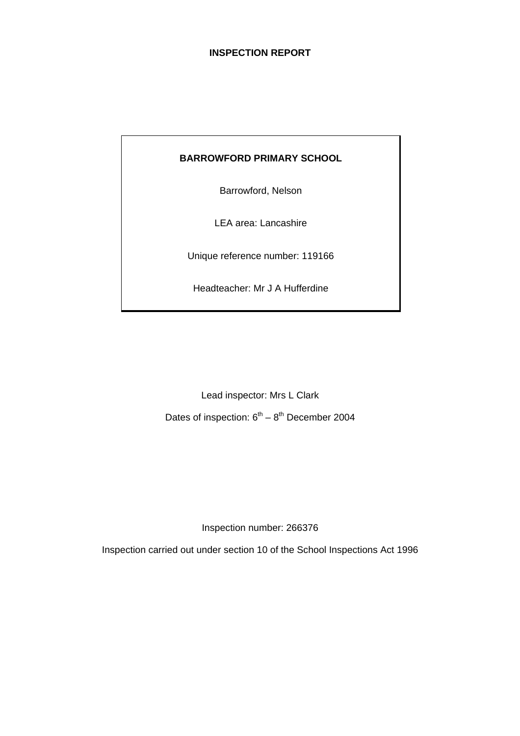**INSPECTION REPORT**

**BARROWFORD PRIMARY SCHOOL**

Barrowford, Nelson

LEA area: Lancashire

Unique reference number: 119166

Headteacher: Mr J A Hufferdine

Lead inspector: Mrs L Clark

Dates of inspection: 6th – 8th December 2004

Inspection number: 266376

Inspection carried out under section 10 of the School Inspections Act 1996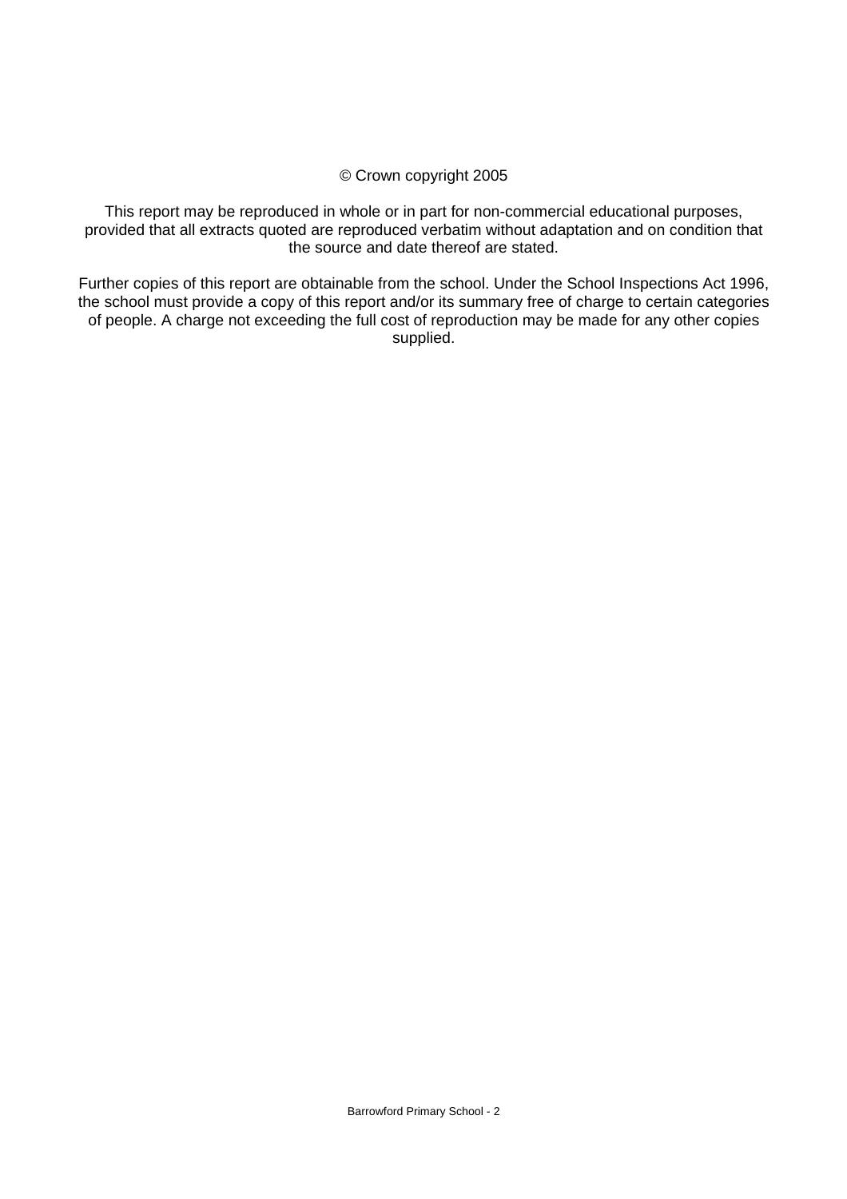© Crown copyright 2005

This report may be reproduced in whole or in part for non-commercial educational purposes, provided that all extracts quoted are reproduced verbatim without adaptation and on condition that the source and date thereof are stated.

Further copies of this report are obtainable from the school. Under the School Inspections Act 1996, the school must provide a copy of this report and/or its summary free of charge to certain categories of people. A charge not exceeding the full cost of reproduction may be made for any other copies supplied.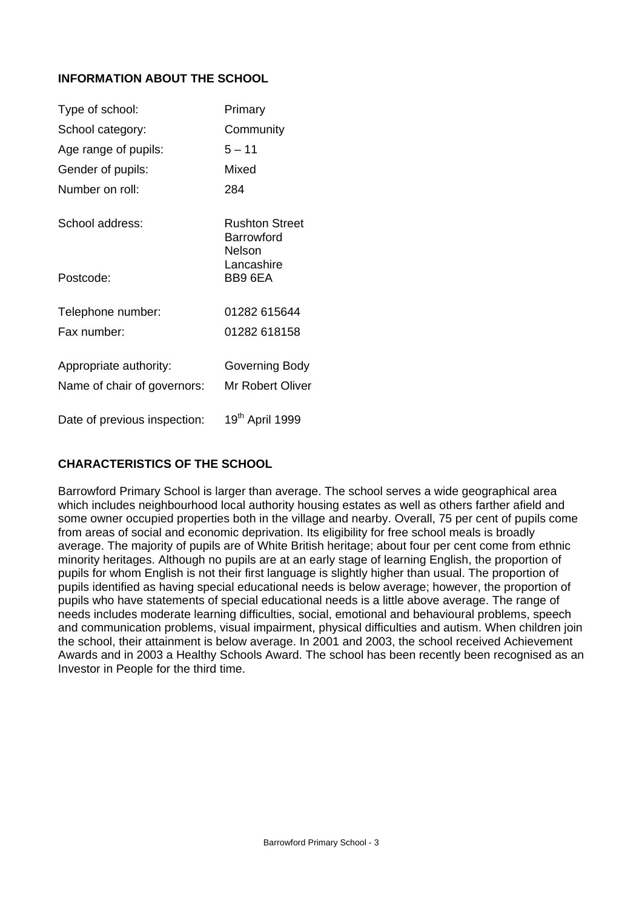## INFORMATION ABOUT THE SCHOOL

| | |
|---|---|
| Type of school: | Primary |
| School category: | Community |
| Age range of pupils: | 5 – 11 |
| Gender of pupils: | Mixed |
| Number on roll: | 284 |
| School address: | Rushton Street<br>Barrowford<br>Nelson<br>Lancashire |
| Postcode: | BB9 6EA |
| Telephone number: | 01282 615644 |
| Fax number: | 01282 618158 |
| Appropriate authority: | Governing Body |
| Name of chair of governors: | Mr Robert Oliver |
| Date of previous inspection: | 19th April 1999 |

## CHARACTERISTICS OF THE SCHOOL

Barrowford Primary School is larger than average. The school serves a wide geographical area which includes neighbourhood local authority housing estates as well as others farther afield and some owner occupied properties both in the village and nearby. Overall, 75 per cent of pupils come from areas of social and economic deprivation. Its eligibility for free school meals is broadly average. The majority of pupils are of White British heritage; about four per cent come from ethnic minority heritages. Although no pupils are at an early stage of learning English, the proportion of pupils for whom English is not their first language is slightly higher than usual. The proportion of pupils identified as having special educational needs is below average; however, the proportion of pupils who have statements of special educational needs is a little above average. The range of needs includes moderate learning difficulties, social, emotional and behavioural problems, speech and communication problems, visual impairment, physical difficulties and autism. When children join the school, their attainment is below average. In 2001 and 2003, the school received Achievement Awards and in 2003 a Healthy Schools Award. The school has been recently been recognised as an Investor in People for the third time.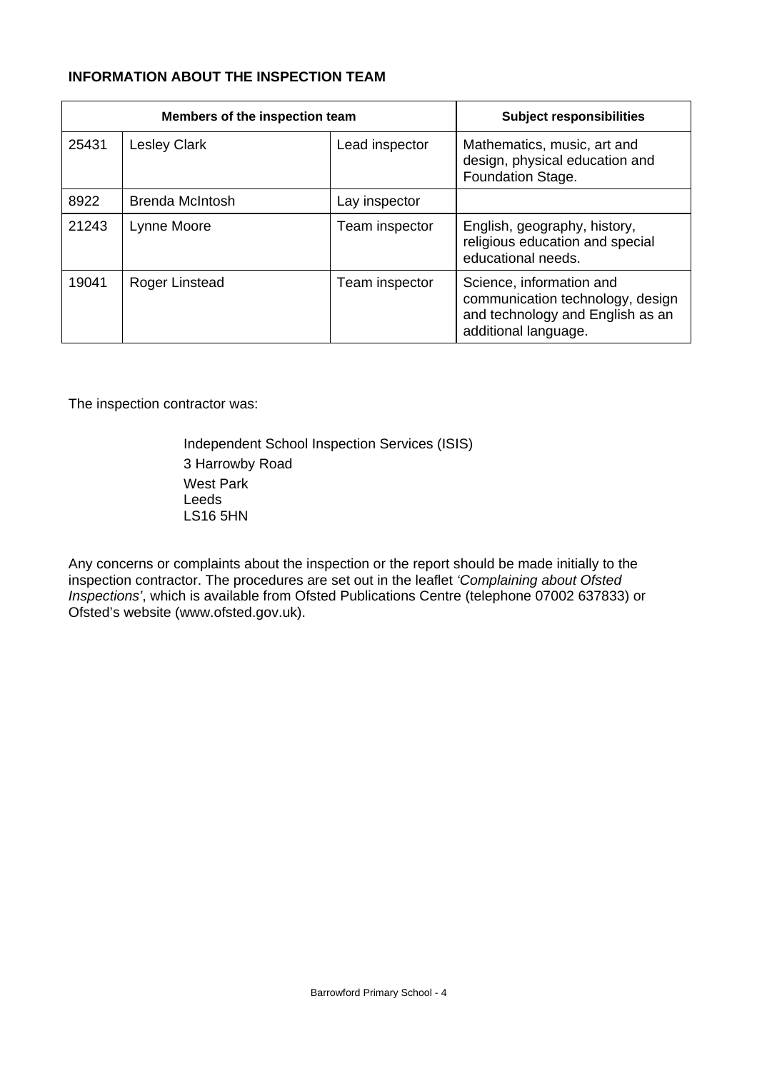**INFORMATION ABOUT THE INSPECTION TEAM**

| Members of the inspection team | | | Subject responsibilities |
|---|---|---|---|
| 25431 | Lesley Clark | Lead inspector | Mathematics, music, art and design, physical education and Foundation Stage. |
| 8922 | Brenda McIntosh | Lay inspector | |
| 21243 | Lynne Moore | Team inspector | English, geography, history, religious education and special educational needs. |
| 19041 | Roger Linstead | Team inspector | Science, information and communication technology, design and technology and English as an additional language. |

The inspection contractor was:

Independent School Inspection Services (ISIS)
3 Harrowby Road
West Park
Leeds
LS16 5HN

Any concerns or complaints about the inspection or the report should be made initially to the inspection contractor. The procedures are set out in the leaflet *'Complaining about Ofsted Inspections'*, which is available from Ofsted Publications Centre (telephone 07002 637833) or Ofsted's website (www.ofsted.gov.uk).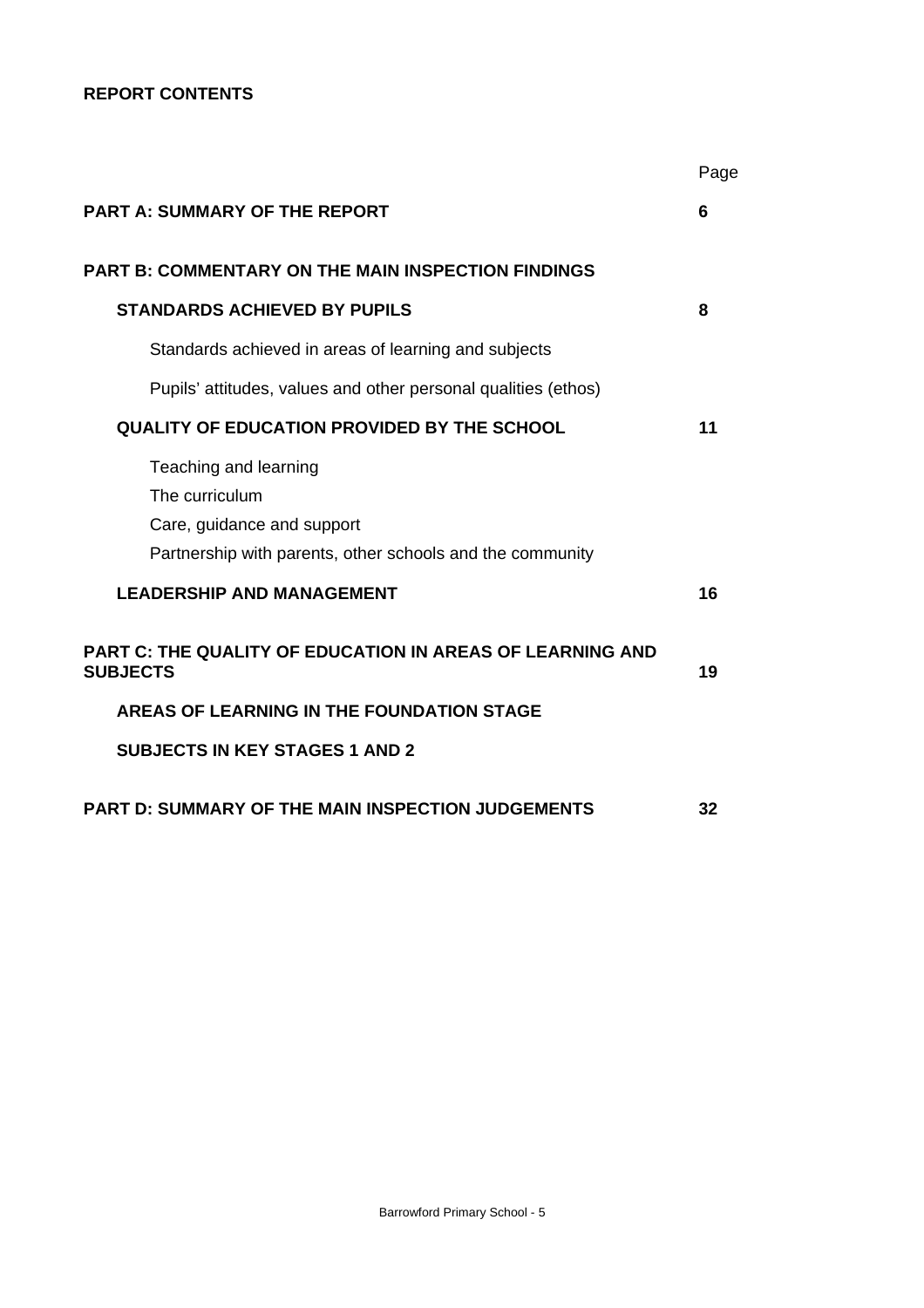**REPORT CONTENTS**

| | Page |
|---|---|
| **PART A: SUMMARY OF THE REPORT** | **6** |
| **PART B: COMMENTARY ON THE MAIN INSPECTION FINDINGS** | |
| **STANDARDS ACHIEVED BY PUPILS** | **8** |
| Standards achieved in areas of learning and subjects | |
| Pupils' attitudes, values and other personal qualities (ethos) | |
| **QUALITY OF EDUCATION PROVIDED BY THE SCHOOL** | **11** |
| Teaching and learning | |
| The curriculum | |
| Care, guidance and support | |
| Partnership with parents, other schools and the community | |
| **LEADERSHIP AND MANAGEMENT** | **16** |
| **PART C: THE QUALITY OF EDUCATION IN AREAS OF LEARNING AND SUBJECTS** | **19** |
| **AREAS OF LEARNING IN THE FOUNDATION STAGE** | |
| **SUBJECTS IN KEY STAGES 1 AND 2** | |
| **PART D: SUMMARY OF THE MAIN INSPECTION JUDGEMENTS** | **32** |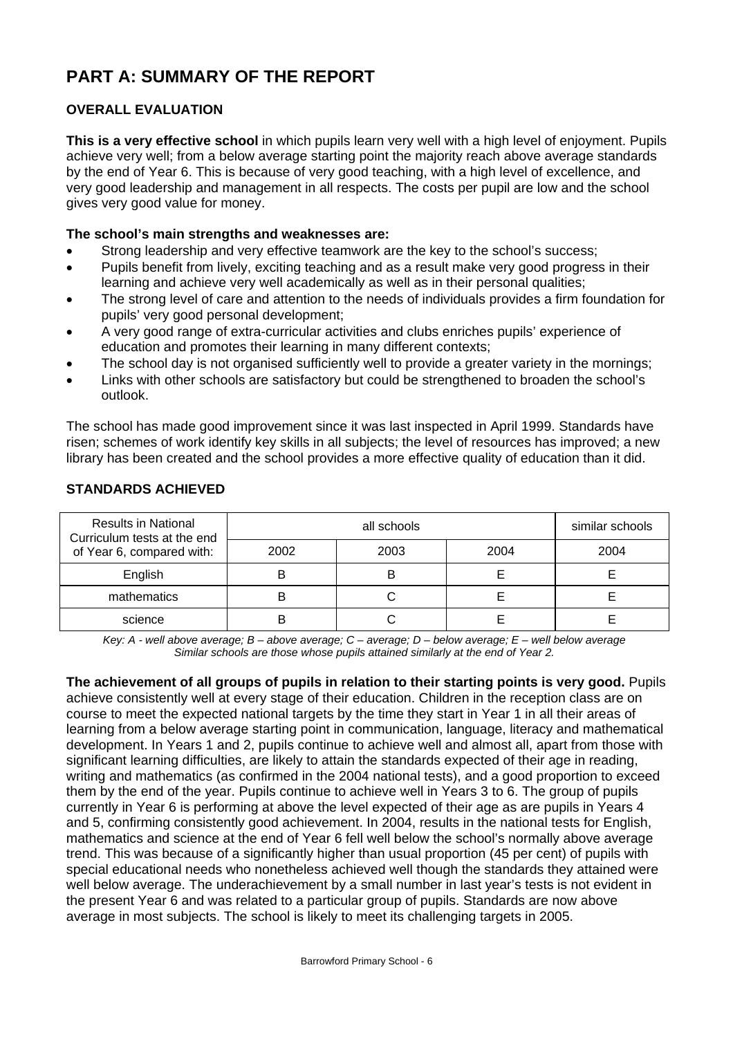# PART A: SUMMARY OF THE REPORT

## OVERALL EVALUATION

**This is a very effective school** in which pupils learn very well with a high level of enjoyment. Pupils achieve very well; from a below average starting point the majority reach above average standards by the end of Year 6. This is because of very good teaching, with a high level of excellence, and very good leadership and management in all respects. The costs per pupil are low and the school gives very good value for money.

**The school's main strengths and weaknesses are:**

- Strong leadership and very effective teamwork are the key to the school's success;
- Pupils benefit from lively, exciting teaching and as a result make very good progress in their learning and achieve very well academically as well as in their personal qualities;
- The strong level of care and attention to the needs of individuals provides a firm foundation for pupils' very good personal development;
- A very good range of extra-curricular activities and clubs enriches pupils' experience of education and promotes their learning in many different contexts;
- The school day is not organised sufficiently well to provide a greater variety in the mornings;
- Links with other schools are satisfactory but could be strengthened to broaden the school's outlook.

The school has made good improvement since it was last inspected in April 1999. Standards have risen; schemes of work identify key skills in all subjects; the level of resources has improved; a new library has been created and the school provides a more effective quality of education than it did.

## STANDARDS ACHIEVED

| Results in National Curriculum tests at the end of Year 6, compared with: | all schools | | | similar schools |
|---|---|---|---|---|
| | 2002 | 2003 | 2004 | 2004 |
| English | B | B | E | E |
| mathematics | B | C | E | E |
| science | B | C | E | E |

*Key: A - well above average; B – above average; C – average; D – below average; E – well below average*
*Similar schools are those whose pupils attained similarly at the end of Year 2.*

**The achievement of all groups of pupils in relation to their starting points is very good.** Pupils achieve consistently well at every stage of their education. Children in the reception class are on course to meet the expected national targets by the time they start in Year 1 in all their areas of learning from a below average starting point in communication, language, literacy and mathematical development. In Years 1 and 2, pupils continue to achieve well and almost all, apart from those with significant learning difficulties, are likely to attain the standards expected of their age in reading, writing and mathematics (as confirmed in the 2004 national tests), and a good proportion to exceed them by the end of the year. Pupils continue to achieve well in Years 3 to 6. The group of pupils currently in Year 6 is performing at above the level expected of their age as are pupils in Years 4 and 5, confirming consistently good achievement. In 2004, results in the national tests for English, mathematics and science at the end of Year 6 fell well below the school's normally above average trend. This was because of a significantly higher than usual proportion (45 per cent) of pupils with special educational needs who nonetheless achieved well though the standards they attained were well below average. The underachievement by a small number in last year's tests is not evident in the present Year 6 and was related to a particular group of pupils. Standards are now above average in most subjects. The school is likely to meet its challenging targets in 2005.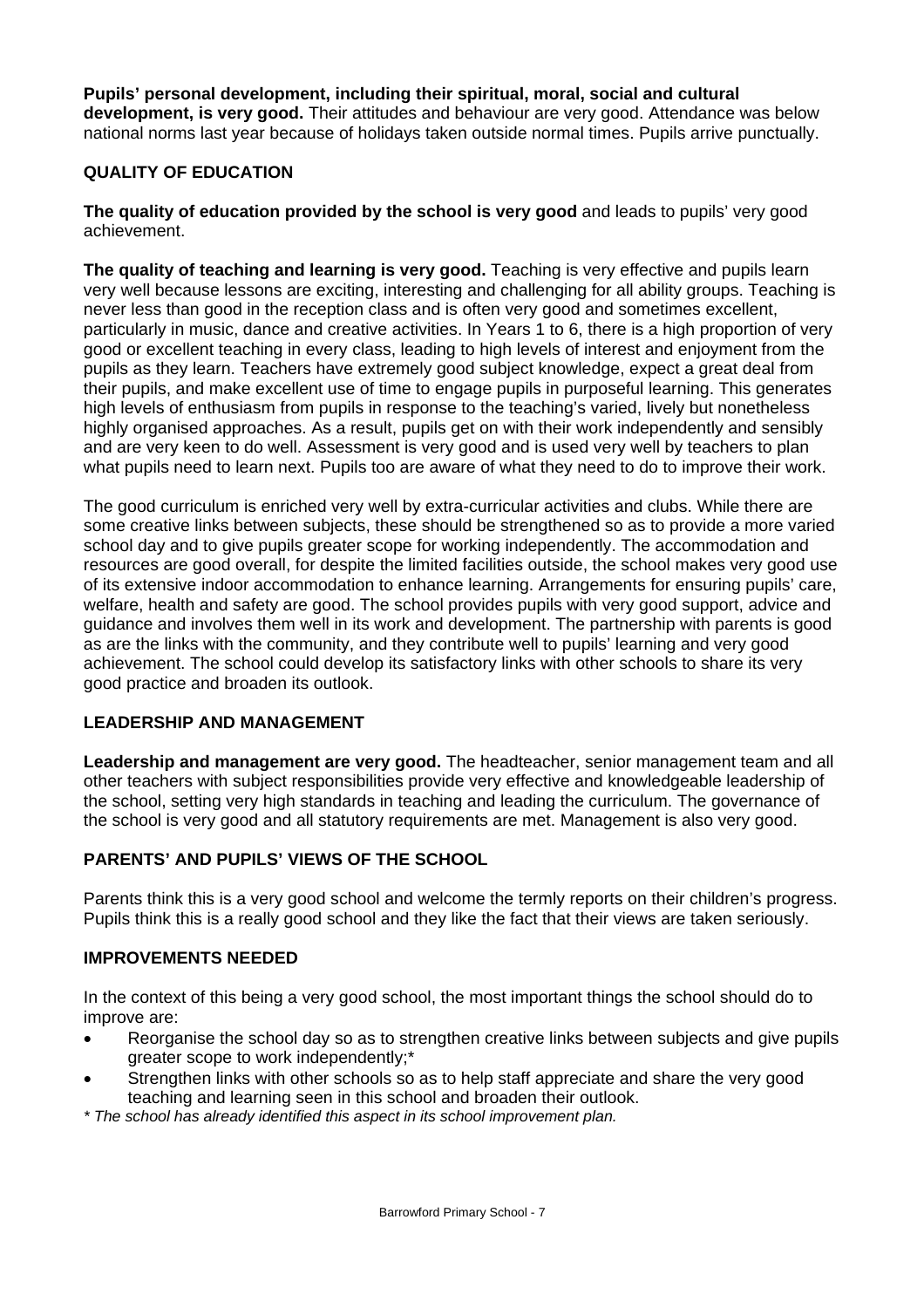**Pupils' personal development, including their spiritual, moral, social and cultural development, is very good.** Their attitudes and behaviour are very good. Attendance was below national norms last year because of holidays taken outside normal times. Pupils arrive punctually.

## QUALITY OF EDUCATION

**The quality of education provided by the school is very good** and leads to pupils' very good achievement.

**The quality of teaching and learning is very good.** Teaching is very effective and pupils learn very well because lessons are exciting, interesting and challenging for all ability groups. Teaching is never less than good in the reception class and is often very good and sometimes excellent, particularly in music, dance and creative activities. In Years 1 to 6, there is a high proportion of very good or excellent teaching in every class, leading to high levels of interest and enjoyment from the pupils as they learn. Teachers have extremely good subject knowledge, expect a great deal from their pupils, and make excellent use of time to engage pupils in purposeful learning. This generates high levels of enthusiasm from pupils in response to the teaching's varied, lively but nonetheless highly organised approaches. As a result, pupils get on with their work independently and sensibly and are very keen to do well. Assessment is very good and is used very well by teachers to plan what pupils need to learn next. Pupils too are aware of what they need to do to improve their work.

The good curriculum is enriched very well by extra-curricular activities and clubs. While there are some creative links between subjects, these should be strengthened so as to provide a more varied school day and to give pupils greater scope for working independently. The accommodation and resources are good overall, for despite the limited facilities outside, the school makes very good use of its extensive indoor accommodation to enhance learning. Arrangements for ensuring pupils' care, welfare, health and safety are good. The school provides pupils with very good support, advice and guidance and involves them well in its work and development. The partnership with parents is good as are the links with the community, and they contribute well to pupils' learning and very good achievement. The school could develop its satisfactory links with other schools to share its very good practice and broaden its outlook.

## LEADERSHIP AND MANAGEMENT

**Leadership and management are very good.** The headteacher, senior management team and all other teachers with subject responsibilities provide very effective and knowledgeable leadership of the school, setting very high standards in teaching and leading the curriculum. The governance of the school is very good and all statutory requirements are met. Management is also very good.

## PARENTS' AND PUPILS' VIEWS OF THE SCHOOL

Parents think this is a very good school and welcome the termly reports on their children's progress. Pupils think this is a really good school and they like the fact that their views are taken seriously.

## IMPROVEMENTS NEEDED

In the context of this being a very good school, the most important things the school should do to improve are:

- Reorganise the school day so as to strengthen creative links between subjects and give pupils greater scope to work independently;*
- Strengthen links with other schools so as to help staff appreciate and share the very good teaching and learning seen in this school and broaden their outlook.

*\* The school has already identified this aspect in its school improvement plan.*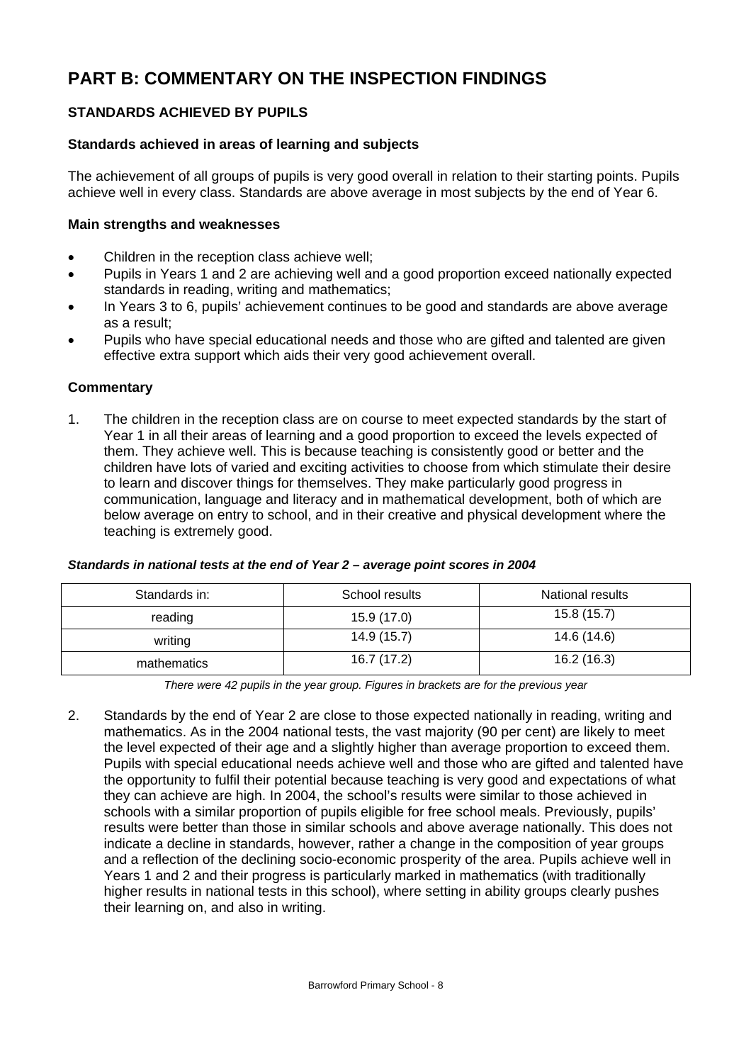# PART B: COMMENTARY ON THE INSPECTION FINDINGS

## STANDARDS ACHIEVED BY PUPILS

### Standards achieved in areas of learning and subjects

The achievement of all groups of pupils is very good overall in relation to their starting points. Pupils achieve well in every class. Standards are above average in most subjects by the end of Year 6.

### Main strengths and weaknesses

- Children in the reception class achieve well;
- Pupils in Years 1 and 2 are achieving well and a good proportion exceed nationally expected standards in reading, writing and mathematics;
- In Years 3 to 6, pupils' achievement continues to be good and standards are above average as a result;
- Pupils who have special educational needs and those who are gifted and talented are given effective extra support which aids their very good achievement overall.

### Commentary

1. The children in the reception class are on course to meet expected standards by the start of Year 1 in all their areas of learning and a good proportion to exceed the levels expected of them. They achieve well. This is because teaching is consistently good or better and the children have lots of varied and exciting activities to choose from which stimulate their desire to learn and discover things for themselves. They make particularly good progress in communication, language and literacy and in mathematical development, both of which are below average on entry to school, and in their creative and physical development where the teaching is extremely good.

***Standards in national tests at the end of Year 2 – average point scores in 2004***

| Standards in: | School results | National results |
|---|---|---|
| reading | 15.9 (17.0) | 15.8 (15.7) |
| writing | 14.9 (15.7) | 14.6 (14.6) |
| mathematics | 16.7 (17.2) | 16.2 (16.3) |

*There were 42 pupils in the year group. Figures in brackets are for the previous year*

2. Standards by the end of Year 2 are close to those expected nationally in reading, writing and mathematics. As in the 2004 national tests, the vast majority (90 per cent) are likely to meet the level expected of their age and a slightly higher than average proportion to exceed them. Pupils with special educational needs achieve well and those who are gifted and talented have the opportunity to fulfil their potential because teaching is very good and expectations of what they can achieve are high. In 2004, the school's results were similar to those achieved in schools with a similar proportion of pupils eligible for free school meals. Previously, pupils' results were better than those in similar schools and above average nationally. This does not indicate a decline in standards, however, rather a change in the composition of year groups and a reflection of the declining socio-economic prosperity of the area. Pupils achieve well in Years 1 and 2 and their progress is particularly marked in mathematics (with traditionally higher results in national tests in this school), where setting in ability groups clearly pushes their learning on, and also in writing.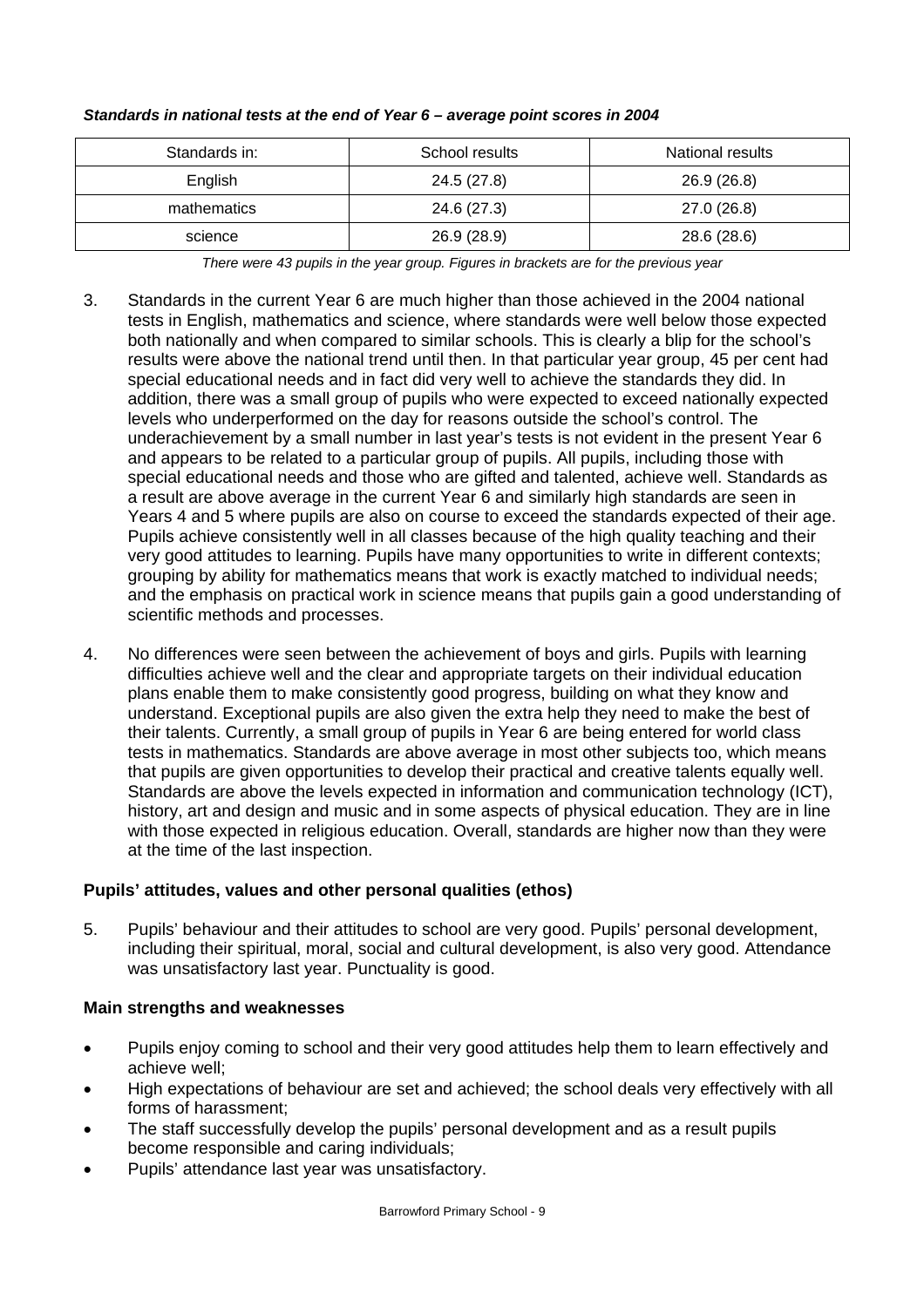***Standards in national tests at the end of Year 6 – average point scores in 2004***

| Standards in: | School results | National results |
| --- | --- | --- |
| English | 24.5 (27.8) | 26.9 (26.8) |
| mathematics | 24.6 (27.3) | 27.0 (26.8) |
| science | 26.9 (28.9) | 28.6 (28.6) |

*There were 43 pupils in the year group. Figures in brackets are for the previous year*

3. Standards in the current Year 6 are much higher than those achieved in the 2004 national tests in English, mathematics and science, where standards were well below those expected both nationally and when compared to similar schools. This is clearly a blip for the school's results were above the national trend until then. In that particular year group, 45 per cent had special educational needs and in fact did very well to achieve the standards they did. In addition, there was a small group of pupils who were expected to exceed nationally expected levels who underperformed on the day for reasons outside the school's control. The underachievement by a small number in last year's tests is not evident in the present Year 6 and appears to be related to a particular group of pupils. All pupils, including those with special educational needs and those who are gifted and talented, achieve well. Standards as a result are above average in the current Year 6 and similarly high standards are seen in Years 4 and 5 where pupils are also on course to exceed the standards expected of their age. Pupils achieve consistently well in all classes because of the high quality teaching and their very good attitudes to learning. Pupils have many opportunities to write in different contexts; grouping by ability for mathematics means that work is exactly matched to individual needs; and the emphasis on practical work in science means that pupils gain a good understanding of scientific methods and processes.

4. No differences were seen between the achievement of boys and girls. Pupils with learning difficulties achieve well and the clear and appropriate targets on their individual education plans enable them to make consistently good progress, building on what they know and understand. Exceptional pupils are also given the extra help they need to make the best of their talents. Currently, a small group of pupils in Year 6 are being entered for world class tests in mathematics. Standards are above average in most other subjects too, which means that pupils are given opportunities to develop their practical and creative talents equally well. Standards are above the levels expected in information and communication technology (ICT), history, art and design and music and in some aspects of physical education. They are in line with those expected in religious education. Overall, standards are higher now than they were at the time of the last inspection.

### Pupils' attitudes, values and other personal qualities (ethos)

5. Pupils' behaviour and their attitudes to school are very good. Pupils' personal development, including their spiritual, moral, social and cultural development, is also very good. Attendance was unsatisfactory last year. Punctuality is good.

### Main strengths and weaknesses

- Pupils enjoy coming to school and their very good attitudes help them to learn effectively and achieve well;
- High expectations of behaviour are set and achieved; the school deals very effectively with all forms of harassment;
- The staff successfully develop the pupils' personal development and as a result pupils become responsible and caring individuals;
- Pupils' attendance last year was unsatisfactory.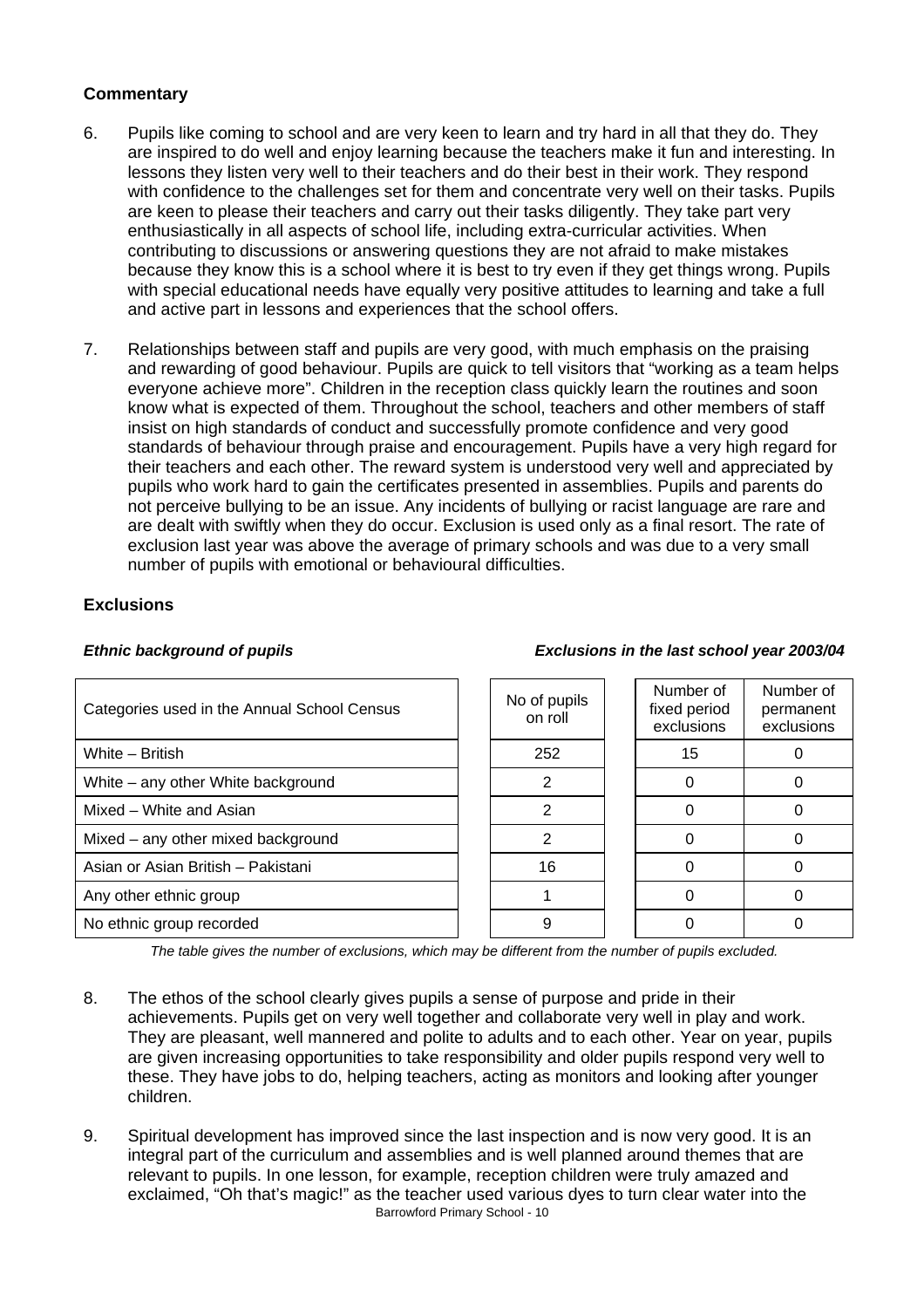### Commentary

6. Pupils like coming to school and are very keen to learn and try hard in all that they do. They are inspired to do well and enjoy learning because the teachers make it fun and interesting. In lessons they listen very well to their teachers and do their best in their work. They respond with confidence to the challenges set for them and concentrate very well on their tasks. Pupils are keen to please their teachers and carry out their tasks diligently. They take part very enthusiastically in all aspects of school life, including extra-curricular activities. When contributing to discussions or answering questions they are not afraid to make mistakes because they know this is a school where it is best to try even if they get things wrong. Pupils with special educational needs have equally very positive attitudes to learning and take a full and active part in lessons and experiences that the school offers.

7. Relationships between staff and pupils are very good, with much emphasis on the praising and rewarding of good behaviour. Pupils are quick to tell visitors that "working as a team helps everyone achieve more". Children in the reception class quickly learn the routines and soon know what is expected of them. Throughout the school, teachers and other members of staff insist on high standards of conduct and successfully promote confidence and very good standards of behaviour through praise and encouragement. Pupils have a very high regard for their teachers and each other. The reward system is understood very well and appreciated by pupils who work hard to gain the certificates presented in assemblies. Pupils and parents do not perceive bullying to be an issue. Any incidents of bullying or racist language are rare and are dealt with swiftly when they do occur. Exclusion is used only as a final resort. The rate of exclusion last year was above the average of primary schools and was due to a very small number of pupils with emotional or behavioural difficulties.

### Exclusions

***Ethnic background of pupils*** ***Exclusions in the last school year 2003/04***

| Categories used in the Annual School Census | No of pupils on roll | Number of fixed period exclusions | Number of permanent exclusions |
|---|---|---|---|
| White – British | 252 | 15 | 0 |
| White – any other White background | 2 | 0 | 0 |
| Mixed – White and Asian | 2 | 0 | 0 |
| Mixed – any other mixed background | 2 | 0 | 0 |
| Asian or Asian British – Pakistani | 16 | 0 | 0 |
| Any other ethnic group | 1 | 0 | 0 |
| No ethnic group recorded | 9 | 0 | 0 |

*The table gives the number of exclusions, which may be different from the number of pupils excluded.*

8. The ethos of the school clearly gives pupils a sense of purpose and pride in their achievements. Pupils get on very well together and collaborate very well in play and work. They are pleasant, well mannered and polite to adults and to each other. Year on year, pupils are given increasing opportunities to take responsibility and older pupils respond very well to these. They have jobs to do, helping teachers, acting as monitors and looking after younger children.

9. Spiritual development has improved since the last inspection and is now very good. It is an integral part of the curriculum and assemblies and is well planned around themes that are relevant to pupils. In one lesson, for example, reception children were truly amazed and exclaimed, "Oh that's magic!" as the teacher used various dyes to turn clear water into the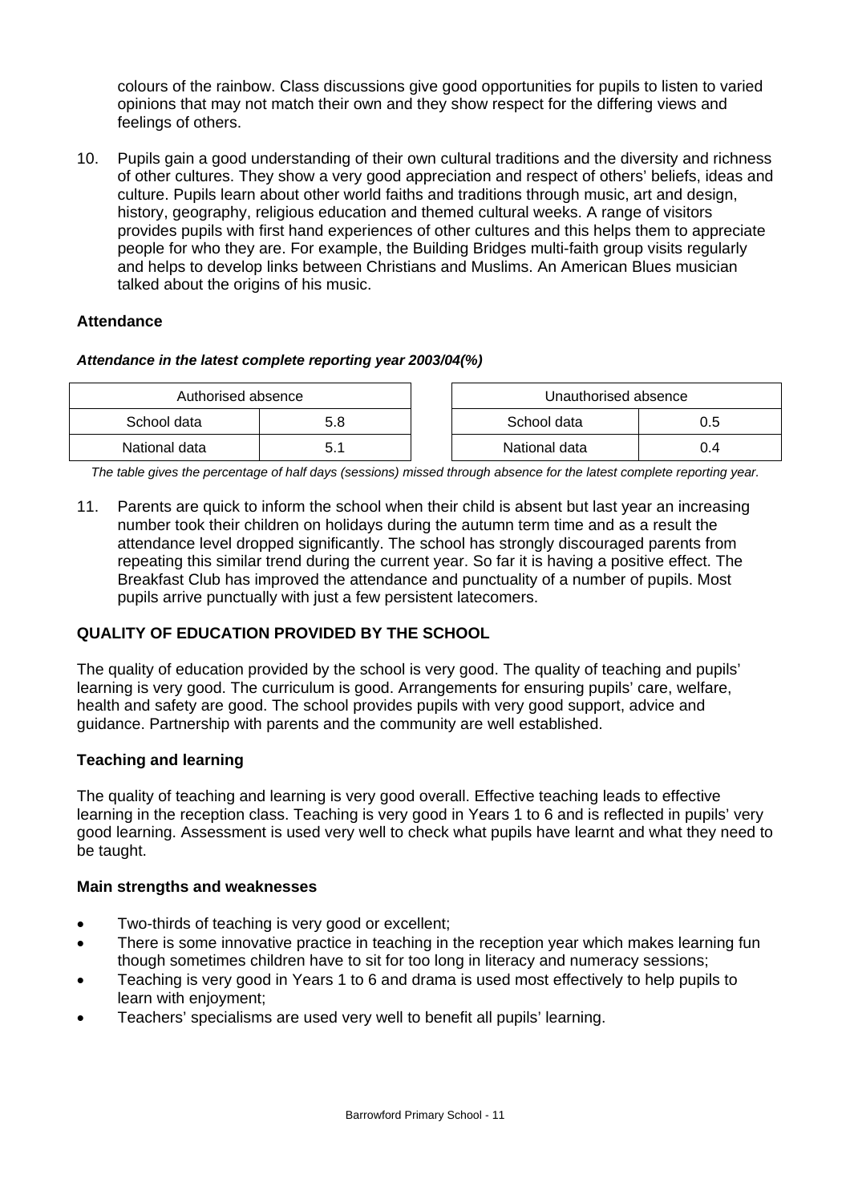colours of the rainbow. Class discussions give good opportunities for pupils to listen to varied opinions that may not match their own and they show respect for the differing views and feelings of others.

10. Pupils gain a good understanding of their own cultural traditions and the diversity and richness of other cultures. They show a very good appreciation and respect of others' beliefs, ideas and culture. Pupils learn about other world faiths and traditions through music, art and design, history, geography, religious education and themed cultural weeks. A range of visitors provides pupils with first hand experiences of other cultures and this helps them to appreciate people for who they are. For example, the Building Bridges multi-faith group visits regularly and helps to develop links between Christians and Muslims. An American Blues musician talked about the origins of his music.

### Attendance

***Attendance in the latest complete reporting year 2003/04(%)***

| Authorised absence | |
|---|---|
| School data | 5.8 |
| National data | 5.1 |

| Unauthorised absence | |
|---|---|
| School data | 0.5 |
| National data | 0.4 |

*The table gives the percentage of half days (sessions) missed through absence for the latest complete reporting year.*

11. Parents are quick to inform the school when their child is absent but last year an increasing number took their children on holidays during the autumn term time and as a result the attendance level dropped significantly. The school has strongly discouraged parents from repeating this similar trend during the current year. So far it is having a positive effect. The Breakfast Club has improved the attendance and punctuality of a number of pupils. Most pupils arrive punctually with just a few persistent latecomers.

## QUALITY OF EDUCATION PROVIDED BY THE SCHOOL

The quality of education provided by the school is very good. The quality of teaching and pupils' learning is very good. The curriculum is good. Arrangements for ensuring pupils' care, welfare, health and safety are good. The school provides pupils with very good support, advice and guidance. Partnership with parents and the community are well established.

### Teaching and learning

The quality of teaching and learning is very good overall. Effective teaching leads to effective learning in the reception class. Teaching is very good in Years 1 to 6 and is reflected in pupils' very good learning. Assessment is used very well to check what pupils have learnt and what they need to be taught.

### Main strengths and weaknesses

- Two-thirds of teaching is very good or excellent;
- There is some innovative practice in teaching in the reception year which makes learning fun though sometimes children have to sit for too long in literacy and numeracy sessions;
- Teaching is very good in Years 1 to 6 and drama is used most effectively to help pupils to learn with enjoyment;
- Teachers' specialisms are used very well to benefit all pupils' learning.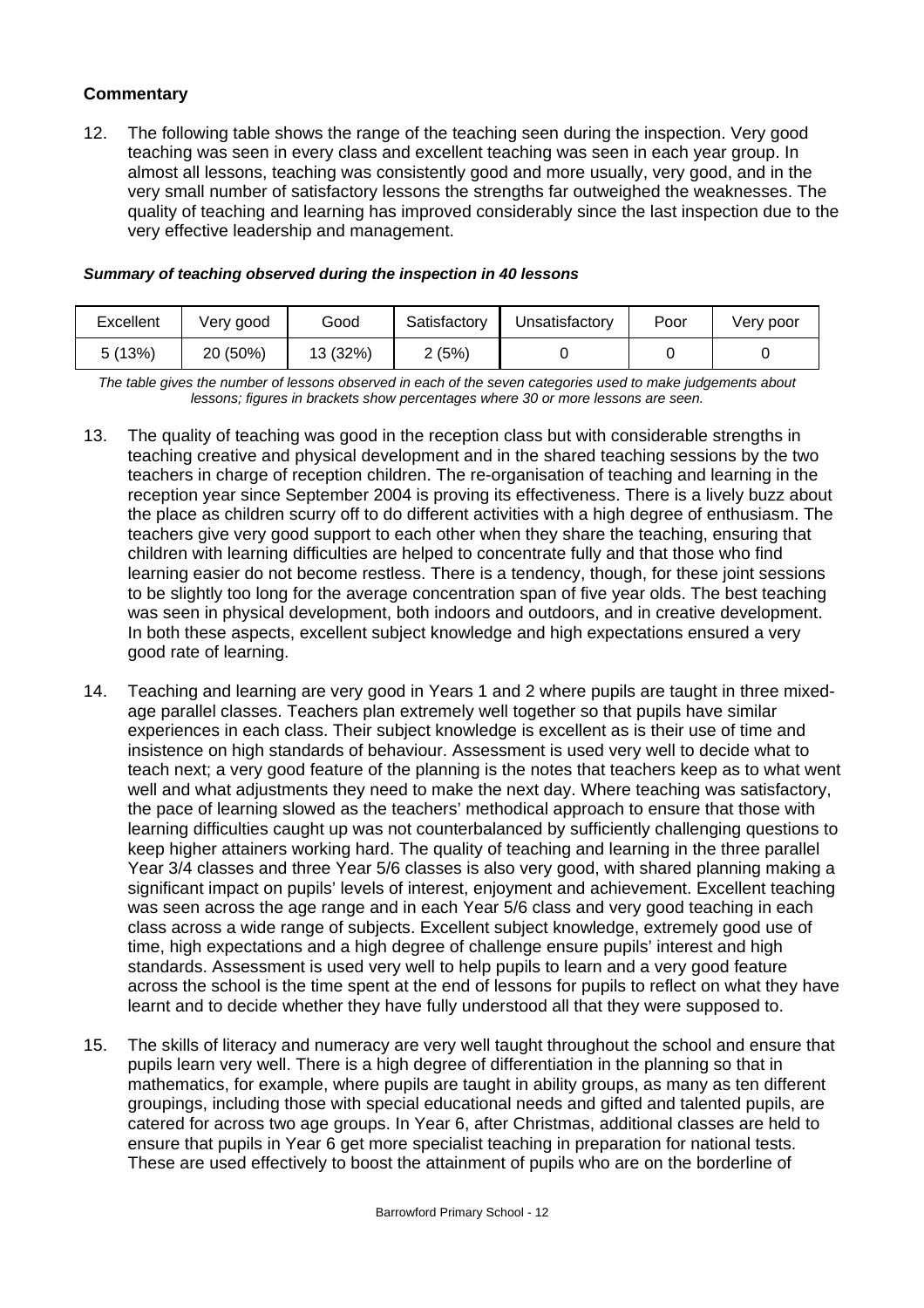## Commentary

12. The following table shows the range of the teaching seen during the inspection. Very good teaching was seen in every class and excellent teaching was seen in each year group. In almost all lessons, teaching was consistently good and more usually, very good, and in the very small number of satisfactory lessons the strengths far outweighed the weaknesses. The quality of teaching and learning has improved considerably since the last inspection due to the very effective leadership and management.

***Summary of teaching observed during the inspection in 40 lessons***

| Excellent | Very good | Good | Satisfactory | Unsatisfactory | Poor | Very poor |
|---|---|---|---|---|---|---|
| 5 (13%) | 20 (50%) | 13 (32%) | 2 (5%) | 0 | 0 | 0 |

*The table gives the number of lessons observed in each of the seven categories used to make judgements about lessons; figures in brackets show percentages where 30 or more lessons are seen.*

13. The quality of teaching was good in the reception class but with considerable strengths in teaching creative and physical development and in the shared teaching sessions by the two teachers in charge of reception children. The re-organisation of teaching and learning in the reception year since September 2004 is proving its effectiveness. There is a lively buzz about the place as children scurry off to do different activities with a high degree of enthusiasm. The teachers give very good support to each other when they share the teaching, ensuring that children with learning difficulties are helped to concentrate fully and that those who find learning easier do not become restless. There is a tendency, though, for these joint sessions to be slightly too long for the average concentration span of five year olds. The best teaching was seen in physical development, both indoors and outdoors, and in creative development. In both these aspects, excellent subject knowledge and high expectations ensured a very good rate of learning.

14. Teaching and learning are very good in Years 1 and 2 where pupils are taught in three mixed-age parallel classes. Teachers plan extremely well together so that pupils have similar experiences in each class. Their subject knowledge is excellent as is their use of time and insistence on high standards of behaviour. Assessment is used very well to decide what to teach next; a very good feature of the planning is the notes that teachers keep as to what went well and what adjustments they need to make the next day. Where teaching was satisfactory, the pace of learning slowed as the teachers' methodical approach to ensure that those with learning difficulties caught up was not counterbalanced by sufficiently challenging questions to keep higher attainers working hard. The quality of teaching and learning in the three parallel Year 3/4 classes and three Year 5/6 classes is also very good, with shared planning making a significant impact on pupils' levels of interest, enjoyment and achievement. Excellent teaching was seen across the age range and in each Year 5/6 class and very good teaching in each class across a wide range of subjects. Excellent subject knowledge, extremely good use of time, high expectations and a high degree of challenge ensure pupils' interest and high standards. Assessment is used very well to help pupils to learn and a very good feature across the school is the time spent at the end of lessons for pupils to reflect on what they have learnt and to decide whether they have fully understood all that they were supposed to.

15. The skills of literacy and numeracy are very well taught throughout the school and ensure that pupils learn very well. There is a high degree of differentiation in the planning so that in mathematics, for example, where pupils are taught in ability groups, as many as ten different groupings, including those with special educational needs and gifted and talented pupils, are catered for across two age groups. In Year 6, after Christmas, additional classes are held to ensure that pupils in Year 6 get more specialist teaching in preparation for national tests. These are used effectively to boost the attainment of pupils who are on the borderline of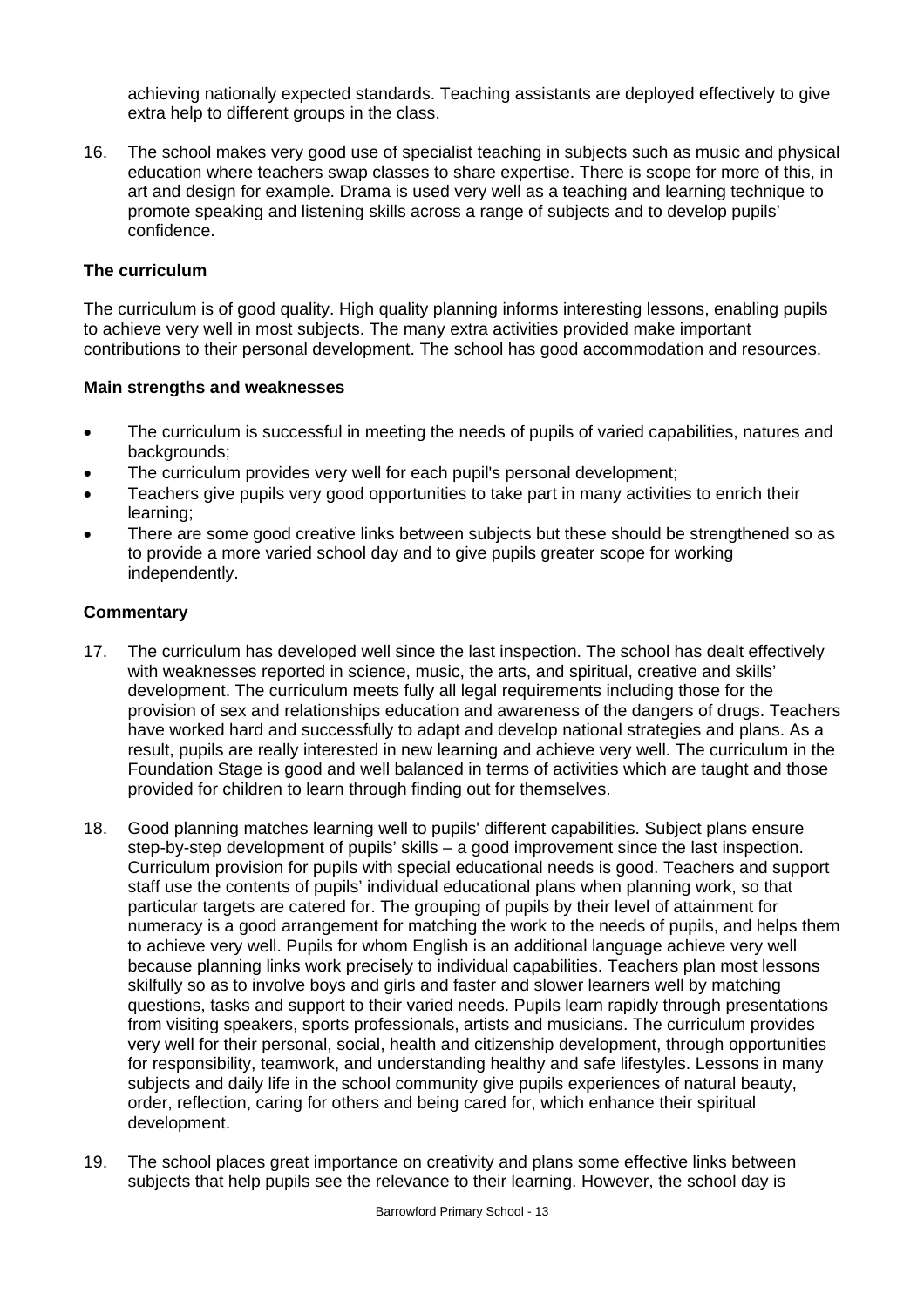achieving nationally expected standards. Teaching assistants are deployed effectively to give extra help to different groups in the class.

16. The school makes very good use of specialist teaching in subjects such as music and physical education where teachers swap classes to share expertise. There is scope for more of this, in art and design for example. Drama is used very well as a teaching and learning technique to promote speaking and listening skills across a range of subjects and to develop pupils' confidence.

**The curriculum**

The curriculum is of good quality. High quality planning informs interesting lessons, enabling pupils to achieve very well in most subjects. The many extra activities provided make important contributions to their personal development. The school has good accommodation and resources.

**Main strengths and weaknesses**

- The curriculum is successful in meeting the needs of pupils of varied capabilities, natures and backgrounds;
- The curriculum provides very well for each pupil's personal development;
- Teachers give pupils very good opportunities to take part in many activities to enrich their learning;
- There are some good creative links between subjects but these should be strengthened so as to provide a more varied school day and to give pupils greater scope for working independently.

**Commentary**

17. The curriculum has developed well since the last inspection. The school has dealt effectively with weaknesses reported in science, music, the arts, and spiritual, creative and skills' development. The curriculum meets fully all legal requirements including those for the provision of sex and relationships education and awareness of the dangers of drugs. Teachers have worked hard and successfully to adapt and develop national strategies and plans. As a result, pupils are really interested in new learning and achieve very well. The curriculum in the Foundation Stage is good and well balanced in terms of activities which are taught and those provided for children to learn through finding out for themselves.

18. Good planning matches learning well to pupils' different capabilities. Subject plans ensure step-by-step development of pupils' skills – a good improvement since the last inspection. Curriculum provision for pupils with special educational needs is good. Teachers and support staff use the contents of pupils' individual educational plans when planning work, so that particular targets are catered for. The grouping of pupils by their level of attainment for numeracy is a good arrangement for matching the work to the needs of pupils, and helps them to achieve very well. Pupils for whom English is an additional language achieve very well because planning links work precisely to individual capabilities. Teachers plan most lessons skilfully so as to involve boys and girls and faster and slower learners well by matching questions, tasks and support to their varied needs. Pupils learn rapidly through presentations from visiting speakers, sports professionals, artists and musicians. The curriculum provides very well for their personal, social, health and citizenship development, through opportunities for responsibility, teamwork, and understanding healthy and safe lifestyles. Lessons in many subjects and daily life in the school community give pupils experiences of natural beauty, order, reflection, caring for others and being cared for, which enhance their spiritual development.

19. The school places great importance on creativity and plans some effective links between subjects that help pupils see the relevance to their learning. However, the school day is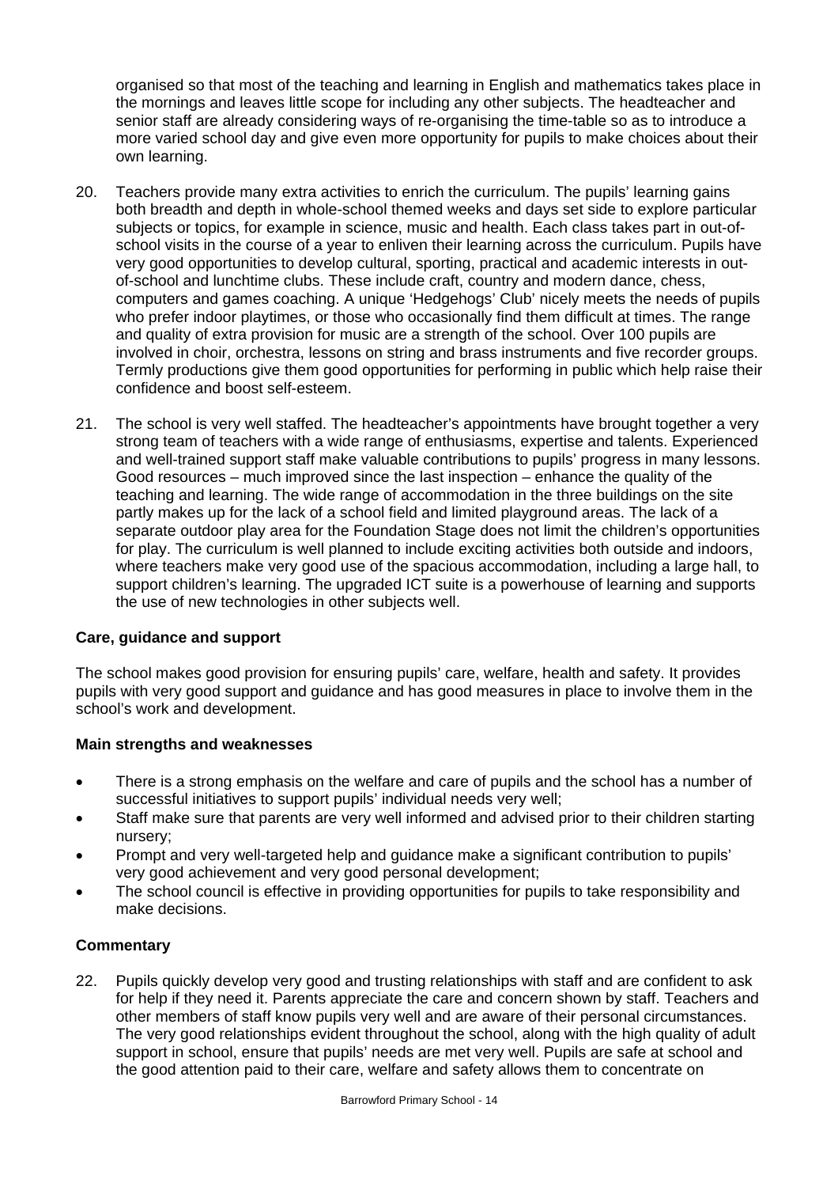organised so that most of the teaching and learning in English and mathematics takes place in the mornings and leaves little scope for including any other subjects. The headteacher and senior staff are already considering ways of re-organising the time-table so as to introduce a more varied school day and give even more opportunity for pupils to make choices about their own learning.

20. Teachers provide many extra activities to enrich the curriculum. The pupils' learning gains both breadth and depth in whole-school themed weeks and days set side to explore particular subjects or topics, for example in science, music and health. Each class takes part in out-of-school visits in the course of a year to enliven their learning across the curriculum. Pupils have very good opportunities to develop cultural, sporting, practical and academic interests in out-of-school and lunchtime clubs. These include craft, country and modern dance, chess, computers and games coaching. A unique 'Hedgehogs' Club' nicely meets the needs of pupils who prefer indoor playtimes, or those who occasionally find them difficult at times. The range and quality of extra provision for music are a strength of the school. Over 100 pupils are involved in choir, orchestra, lessons on string and brass instruments and five recorder groups. Termly productions give them good opportunities for performing in public which help raise their confidence and boost self-esteem.

21. The school is very well staffed. The headteacher's appointments have brought together a very strong team of teachers with a wide range of enthusiasms, expertise and talents. Experienced and well-trained support staff make valuable contributions to pupils' progress in many lessons. Good resources – much improved since the last inspection – enhance the quality of the teaching and learning. The wide range of accommodation in the three buildings on the site partly makes up for the lack of a school field and limited playground areas. The lack of a separate outdoor play area for the Foundation Stage does not limit the children's opportunities for play. The curriculum is well planned to include exciting activities both outside and indoors, where teachers make very good use of the spacious accommodation, including a large hall, to support children's learning. The upgraded ICT suite is a powerhouse of learning and supports the use of new technologies in other subjects well.

### Care, guidance and support

The school makes good provision for ensuring pupils' care, welfare, health and safety. It provides pupils with very good support and guidance and has good measures in place to involve them in the school's work and development.

#### Main strengths and weaknesses

- There is a strong emphasis on the welfare and care of pupils and the school has a number of successful initiatives to support pupils' individual needs very well;
- Staff make sure that parents are very well informed and advised prior to their children starting nursery;
- Prompt and very well-targeted help and guidance make a significant contribution to pupils' very good achievement and very good personal development;
- The school council is effective in providing opportunities for pupils to take responsibility and make decisions.

#### Commentary

22. Pupils quickly develop very good and trusting relationships with staff and are confident to ask for help if they need it. Parents appreciate the care and concern shown by staff. Teachers and other members of staff know pupils very well and are aware of their personal circumstances. The very good relationships evident throughout the school, along with the high quality of adult support in school, ensure that pupils' needs are met very well. Pupils are safe at school and the good attention paid to their care, welfare and safety allows them to concentrate on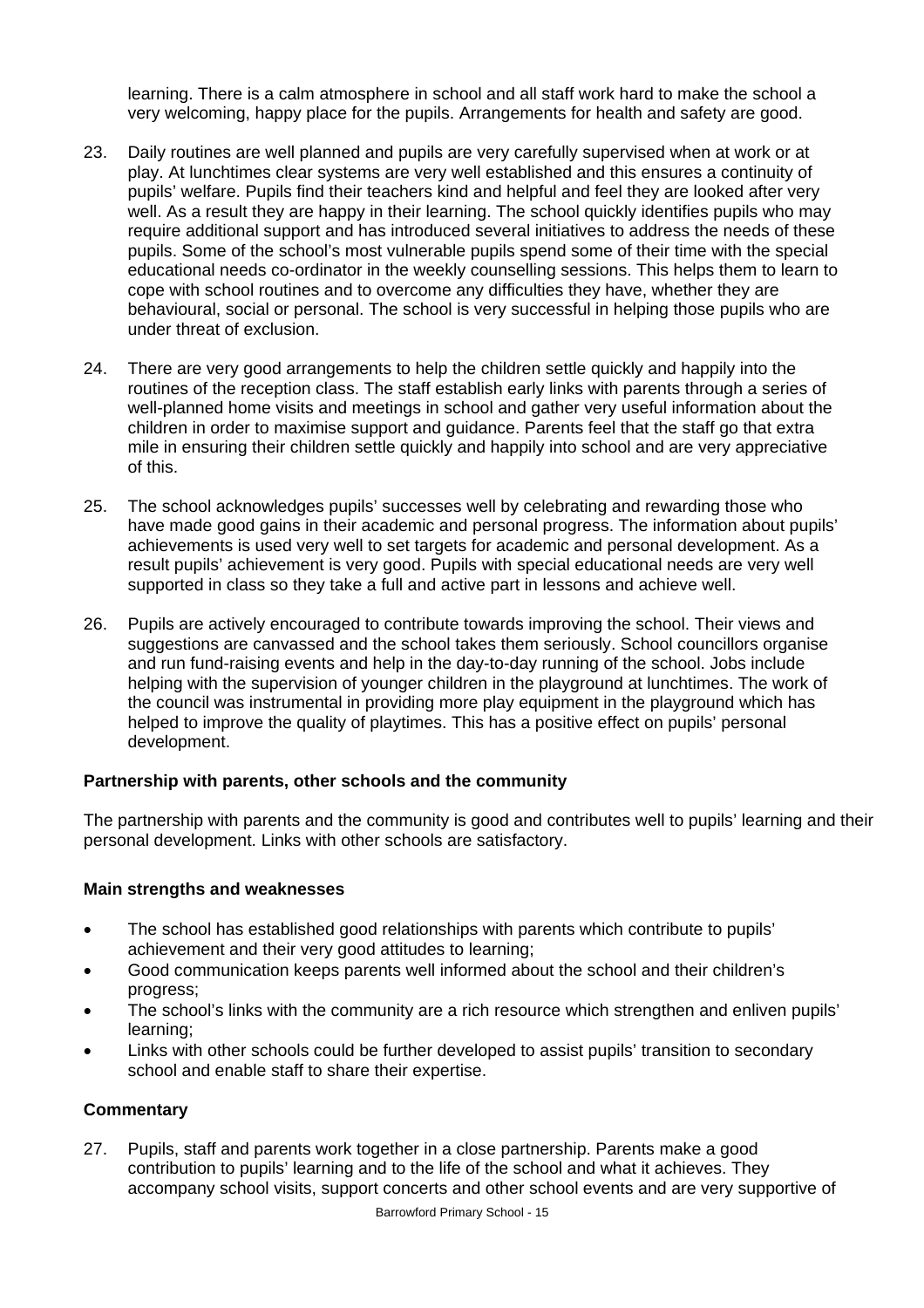learning. There is a calm atmosphere in school and all staff work hard to make the school a very welcoming, happy place for the pupils. Arrangements for health and safety are good.

23. Daily routines are well planned and pupils are very carefully supervised when at work or at play. At lunchtimes clear systems are very well established and this ensures a continuity of pupils' welfare. Pupils find their teachers kind and helpful and feel they are looked after very well. As a result they are happy in their learning. The school quickly identifies pupils who may require additional support and has introduced several initiatives to address the needs of these pupils. Some of the school's most vulnerable pupils spend some of their time with the special educational needs co-ordinator in the weekly counselling sessions. This helps them to learn to cope with school routines and to overcome any difficulties they have, whether they are behavioural, social or personal. The school is very successful in helping those pupils who are under threat of exclusion.

24. There are very good arrangements to help the children settle quickly and happily into the routines of the reception class. The staff establish early links with parents through a series of well-planned home visits and meetings in school and gather very useful information about the children in order to maximise support and guidance. Parents feel that the staff go that extra mile in ensuring their children settle quickly and happily into school and are very appreciative of this.

25. The school acknowledges pupils' successes well by celebrating and rewarding those who have made good gains in their academic and personal progress. The information about pupils' achievements is used very well to set targets for academic and personal development. As a result pupils' achievement is very good. Pupils with special educational needs are very well supported in class so they take a full and active part in lessons and achieve well.

26. Pupils are actively encouraged to contribute towards improving the school. Their views and suggestions are canvassed and the school takes them seriously. School councillors organise and run fund-raising events and help in the day-to-day running of the school. Jobs include helping with the supervision of younger children in the playground at lunchtimes. The work of the council was instrumental in providing more play equipment in the playground which has helped to improve the quality of playtimes. This has a positive effect on pupils' personal development.

**Partnership with parents, other schools and the community**

The partnership with parents and the community is good and contributes well to pupils' learning and their personal development. Links with other schools are satisfactory.

**Main strengths and weaknesses**

- The school has established good relationships with parents which contribute to pupils' achievement and their very good attitudes to learning;
- Good communication keeps parents well informed about the school and their children's progress;
- The school's links with the community are a rich resource which strengthen and enliven pupils' learning;
- Links with other schools could be further developed to assist pupils' transition to secondary school and enable staff to share their expertise.

**Commentary**

27. Pupils, staff and parents work together in a close partnership. Parents make a good contribution to pupils' learning and to the life of the school and what it achieves. They accompany school visits, support concerts and other school events and are very supportive of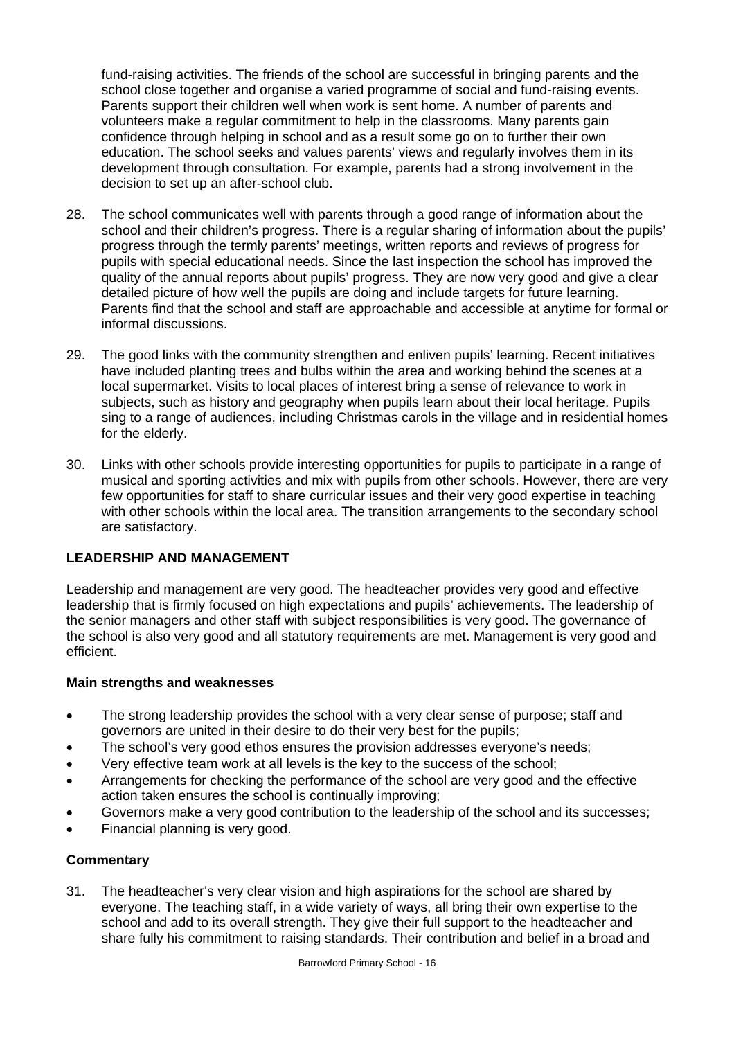fund-raising activities. The friends of the school are successful in bringing parents and the school close together and organise a varied programme of social and fund-raising events. Parents support their children well when work is sent home. A number of parents and volunteers make a regular commitment to help in the classrooms. Many parents gain confidence through helping in school and as a result some go on to further their own education. The school seeks and values parents' views and regularly involves them in its development through consultation. For example, parents had a strong involvement in the decision to set up an after-school club.

28. The school communicates well with parents through a good range of information about the school and their children's progress. There is a regular sharing of information about the pupils' progress through the termly parents' meetings, written reports and reviews of progress for pupils with special educational needs. Since the last inspection the school has improved the quality of the annual reports about pupils' progress. They are now very good and give a clear detailed picture of how well the pupils are doing and include targets for future learning. Parents find that the school and staff are approachable and accessible at anytime for formal or informal discussions.

29. The good links with the community strengthen and enliven pupils' learning. Recent initiatives have included planting trees and bulbs within the area and working behind the scenes at a local supermarket. Visits to local places of interest bring a sense of relevance to work in subjects, such as history and geography when pupils learn about their local heritage. Pupils sing to a range of audiences, including Christmas carols in the village and in residential homes for the elderly.

30. Links with other schools provide interesting opportunities for pupils to participate in a range of musical and sporting activities and mix with pupils from other schools. However, there are very few opportunities for staff to share curricular issues and their very good expertise in teaching with other schools within the local area. The transition arrangements to the secondary school are satisfactory.

## LEADERSHIP AND MANAGEMENT

Leadership and management are very good. The headteacher provides very good and effective leadership that is firmly focused on high expectations and pupils' achievements. The leadership of the senior managers and other staff with subject responsibilities is very good. The governance of the school is also very good and all statutory requirements are met. Management is very good and efficient.

### Main strengths and weaknesses

- The strong leadership provides the school with a very clear sense of purpose; staff and governors are united in their desire to do their very best for the pupils;
- The school's very good ethos ensures the provision addresses everyone's needs;
- Very effective team work at all levels is the key to the success of the school;
- Arrangements for checking the performance of the school are very good and the effective action taken ensures the school is continually improving;
- Governors make a very good contribution to the leadership of the school and its successes;
- Financial planning is very good.

### Commentary

31. The headteacher's very clear vision and high aspirations for the school are shared by everyone. The teaching staff, in a wide variety of ways, all bring their own expertise to the school and add to its overall strength. They give their full support to the headteacher and share fully his commitment to raising standards. Their contribution and belief in a broad and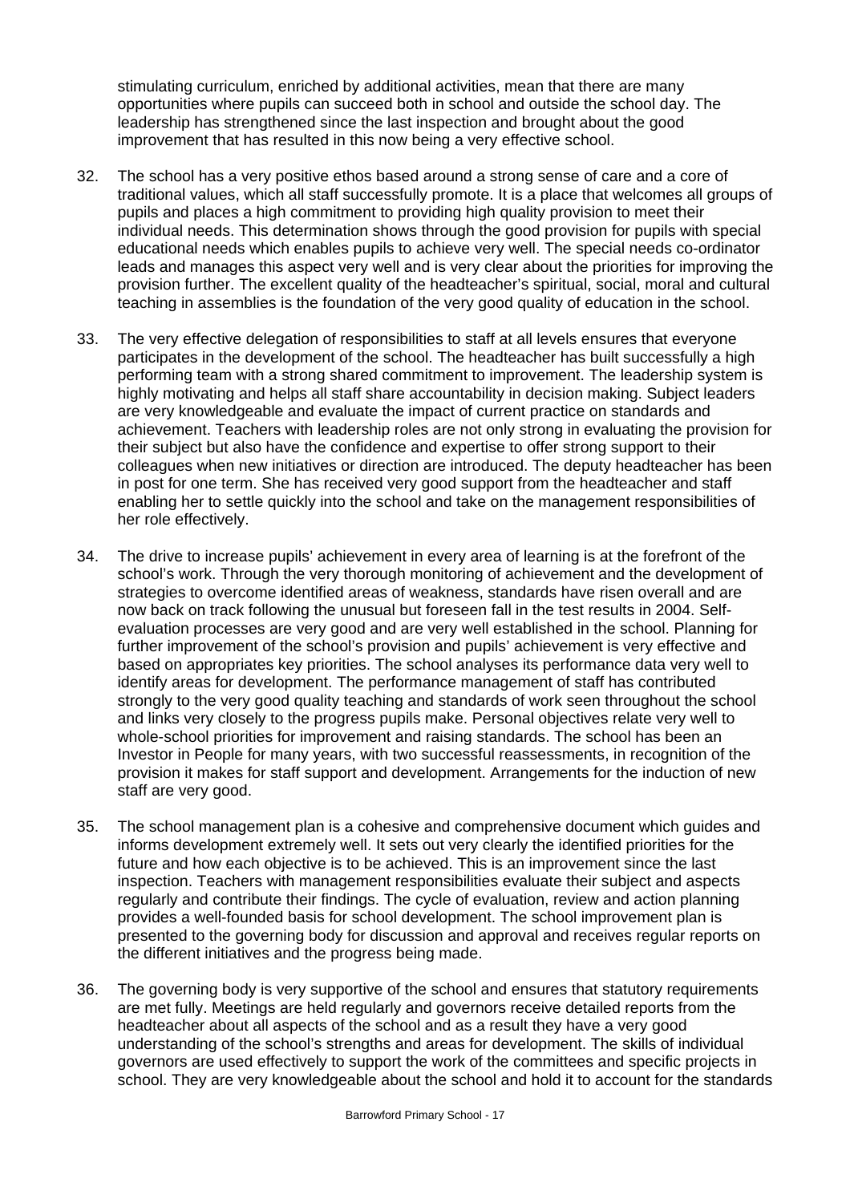stimulating curriculum, enriched by additional activities, mean that there are many opportunities where pupils can succeed both in school and outside the school day. The leadership has strengthened since the last inspection and brought about the good improvement that has resulted in this now being a very effective school.

32. The school has a very positive ethos based around a strong sense of care and a core of traditional values, which all staff successfully promote. It is a place that welcomes all groups of pupils and places a high commitment to providing high quality provision to meet their individual needs. This determination shows through the good provision for pupils with special educational needs which enables pupils to achieve very well. The special needs co-ordinator leads and manages this aspect very well and is very clear about the priorities for improving the provision further. The excellent quality of the headteacher's spiritual, social, moral and cultural teaching in assemblies is the foundation of the very good quality of education in the school.

33. The very effective delegation of responsibilities to staff at all levels ensures that everyone participates in the development of the school. The headteacher has built successfully a high performing team with a strong shared commitment to improvement. The leadership system is highly motivating and helps all staff share accountability in decision making. Subject leaders are very knowledgeable and evaluate the impact of current practice on standards and achievement. Teachers with leadership roles are not only strong in evaluating the provision for their subject but also have the confidence and expertise to offer strong support to their colleagues when new initiatives or direction are introduced. The deputy headteacher has been in post for one term. She has received very good support from the headteacher and staff enabling her to settle quickly into the school and take on the management responsibilities of her role effectively.

34. The drive to increase pupils' achievement in every area of learning is at the forefront of the school's work. Through the very thorough monitoring of achievement and the development of strategies to overcome identified areas of weakness, standards have risen overall and are now back on track following the unusual but foreseen fall in the test results in 2004. Self-evaluation processes are very good and are very well established in the school. Planning for further improvement of the school's provision and pupils' achievement is very effective and based on appropriates key priorities. The school analyses its performance data very well to identify areas for development. The performance management of staff has contributed strongly to the very good quality teaching and standards of work seen throughout the school and links very closely to the progress pupils make. Personal objectives relate very well to whole-school priorities for improvement and raising standards. The school has been an Investor in People for many years, with two successful reassessments, in recognition of the provision it makes for staff support and development. Arrangements for the induction of new staff are very good.

35. The school management plan is a cohesive and comprehensive document which guides and informs development extremely well. It sets out very clearly the identified priorities for the future and how each objective is to be achieved. This is an improvement since the last inspection. Teachers with management responsibilities evaluate their subject and aspects regularly and contribute their findings. The cycle of evaluation, review and action planning provides a well-founded basis for school development. The school improvement plan is presented to the governing body for discussion and approval and receives regular reports on the different initiatives and the progress being made.

36. The governing body is very supportive of the school and ensures that statutory requirements are met fully. Meetings are held regularly and governors receive detailed reports from the headteacher about all aspects of the school and as a result they have a very good understanding of the school's strengths and areas for development. The skills of individual governors are used effectively to support the work of the committees and specific projects in school. They are very knowledgeable about the school and hold it to account for the standards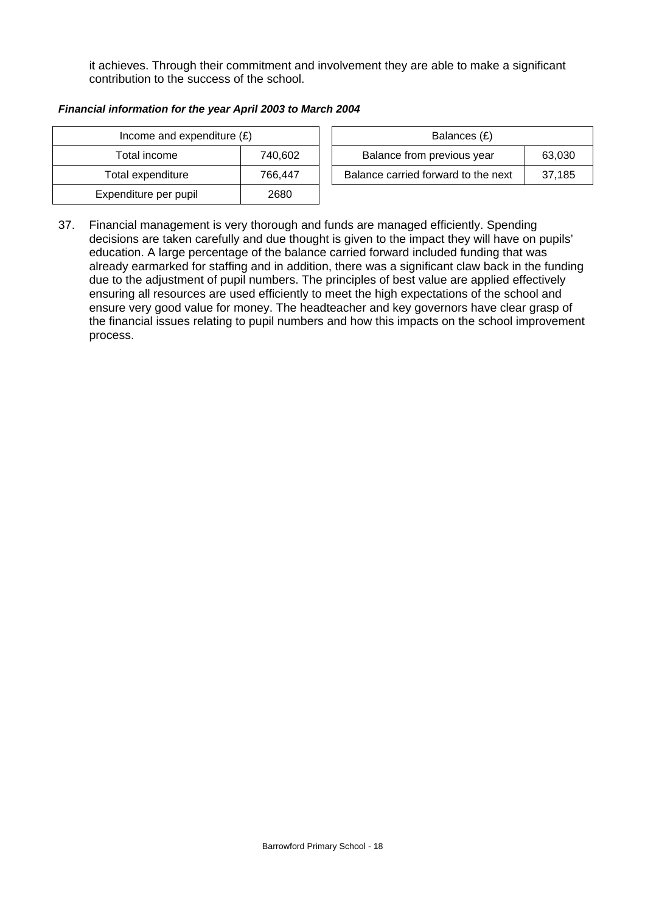it achieves. Through their commitment and involvement they are able to make a significant contribution to the success of the school.

***Financial information for the year April 2003 to March 2004***

| Income and expenditure (£) | |
|---|---|
| Total income | 740,602 |
| Total expenditure | 766,447 |
| Expenditure per pupil | 2680 |

| Balances (£) | |
|---|---|
| Balance from previous year | 63,030 |
| Balance carried forward to the next | 37,185 |

37. Financial management is very thorough and funds are managed efficiently. Spending decisions are taken carefully and due thought is given to the impact they will have on pupils' education. A large percentage of the balance carried forward included funding that was already earmarked for staffing and in addition, there was a significant claw back in the funding due to the adjustment of pupil numbers. The principles of best value are applied effectively ensuring all resources are used efficiently to meet the high expectations of the school and ensure very good value for money. The headteacher and key governors have clear grasp of the financial issues relating to pupil numbers and how this impacts on the school improvement process.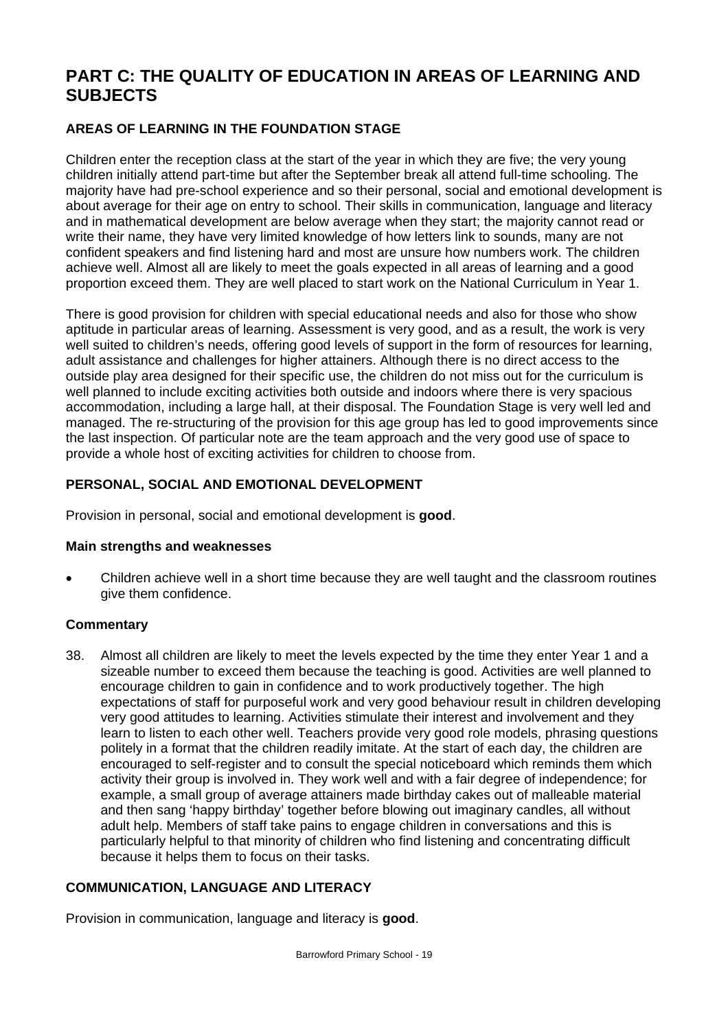# PART C: THE QUALITY OF EDUCATION IN AREAS OF LEARNING AND SUBJECTS

## AREAS OF LEARNING IN THE FOUNDATION STAGE

Children enter the reception class at the start of the year in which they are five; the very young children initially attend part-time but after the September break all attend full-time schooling. The majority have had pre-school experience and so their personal, social and emotional development is about average for their age on entry to school. Their skills in communication, language and literacy and in mathematical development are below average when they start; the majority cannot read or write their name, they have very limited knowledge of how letters link to sounds, many are not confident speakers and find listening hard and most are unsure how numbers work. The children achieve well. Almost all are likely to meet the goals expected in all areas of learning and a good proportion exceed them. They are well placed to start work on the National Curriculum in Year 1.

There is good provision for children with special educational needs and also for those who show aptitude in particular areas of learning. Assessment is very good, and as a result, the work is very well suited to children's needs, offering good levels of support in the form of resources for learning, adult assistance and challenges for higher attainers. Although there is no direct access to the outside play area designed for their specific use, the children do not miss out for the curriculum is well planned to include exciting activities both outside and indoors where there is very spacious accommodation, including a large hall, at their disposal. The Foundation Stage is very well led and managed. The re-structuring of the provision for this age group has led to good improvements since the last inspection. Of particular note are the team approach and the very good use of space to provide a whole host of exciting activities for children to choose from.

### PERSONAL, SOCIAL AND EMOTIONAL DEVELOPMENT

Provision in personal, social and emotional development is **good**.

#### Main strengths and weaknesses

- Children achieve well in a short time because they are well taught and the classroom routines give them confidence.

#### Commentary

38. Almost all children are likely to meet the levels expected by the time they enter Year 1 and a sizeable number to exceed them because the teaching is good. Activities are well planned to encourage children to gain in confidence and to work productively together. The high expectations of staff for purposeful work and very good behaviour result in children developing very good attitudes to learning. Activities stimulate their interest and involvement and they learn to listen to each other well. Teachers provide very good role models, phrasing questions politely in a format that the children readily imitate. At the start of each day, the children are encouraged to self-register and to consult the special noticeboard which reminds them which activity their group is involved in. They work well and with a fair degree of independence; for example, a small group of average attainers made birthday cakes out of malleable material and then sang 'happy birthday' together before blowing out imaginary candles, all without adult help. Members of staff take pains to engage children in conversations and this is particularly helpful to that minority of children who find listening and concentrating difficult because it helps them to focus on their tasks.

### COMMUNICATION, LANGUAGE AND LITERACY

Provision in communication, language and literacy is **good**.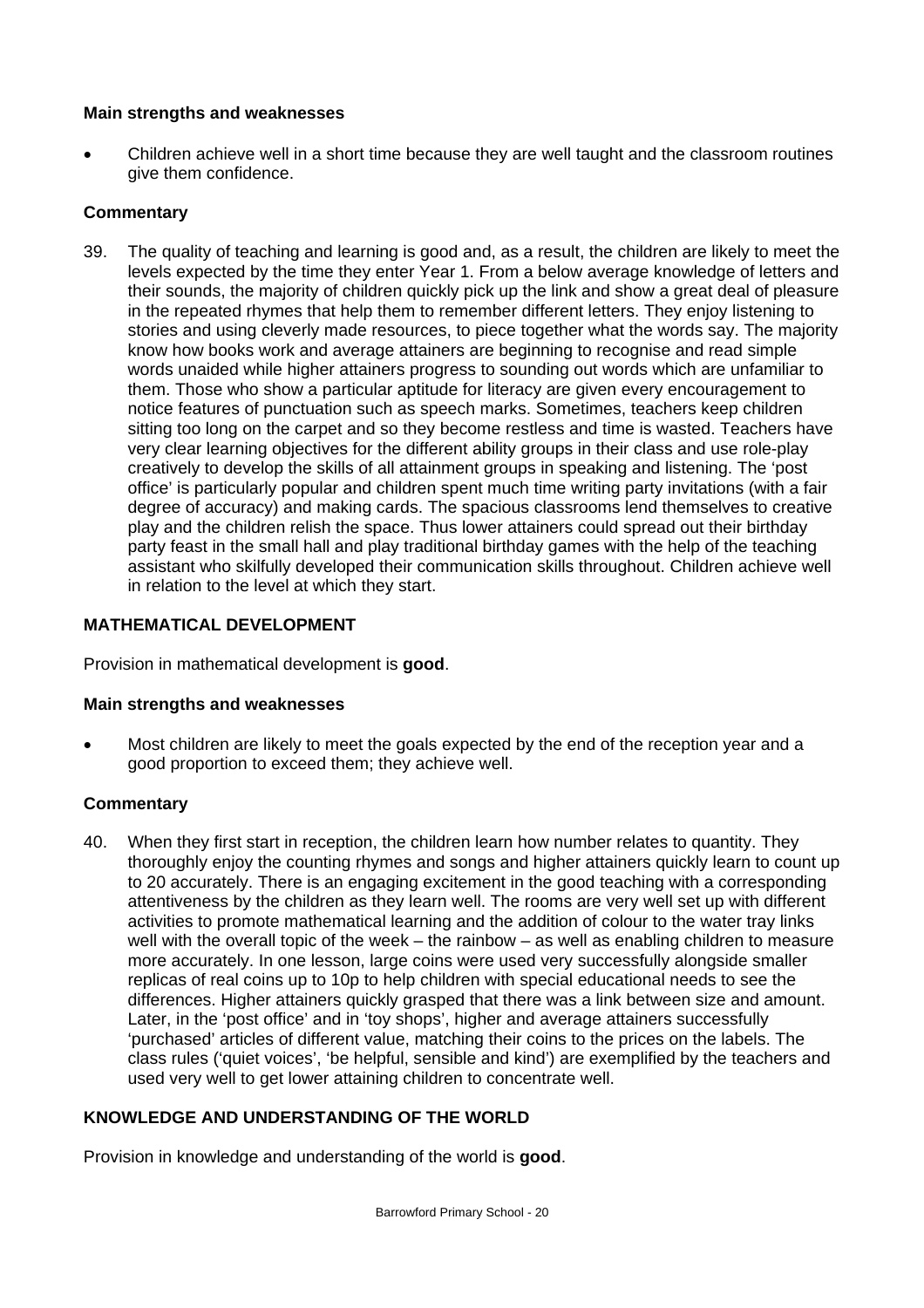#### Main strengths and weaknesses

- Children achieve well in a short time because they are well taught and the classroom routines give them confidence.

#### Commentary

39. The quality of teaching and learning is good and, as a result, the children are likely to meet the levels expected by the time they enter Year 1. From a below average knowledge of letters and their sounds, the majority of children quickly pick up the link and show a great deal of pleasure in the repeated rhymes that help them to remember different letters. They enjoy listening to stories and using cleverly made resources, to piece together what the words say. The majority know how books work and average attainers are beginning to recognise and read simple words unaided while higher attainers progress to sounding out words which are unfamiliar to them. Those who show a particular aptitude for literacy are given every encouragement to notice features of punctuation such as speech marks. Sometimes, teachers keep children sitting too long on the carpet and so they become restless and time is wasted. Teachers have very clear learning objectives for the different ability groups in their class and use role-play creatively to develop the skills of all attainment groups in speaking and listening. The 'post office' is particularly popular and children spent much time writing party invitations (with a fair degree of accuracy) and making cards. The spacious classrooms lend themselves to creative play and the children relish the space. Thus lower attainers could spread out their birthday party feast in the small hall and play traditional birthday games with the help of the teaching assistant who skilfully developed their communication skills throughout. Children achieve well in relation to the level at which they start.

### MATHEMATICAL DEVELOPMENT

Provision in mathematical development is **good**.

#### Main strengths and weaknesses

- Most children are likely to meet the goals expected by the end of the reception year and a good proportion to exceed them; they achieve well.

#### Commentary

40. When they first start in reception, the children learn how number relates to quantity. They thoroughly enjoy the counting rhymes and songs and higher attainers quickly learn to count up to 20 accurately. There is an engaging excitement in the good teaching with a corresponding attentiveness by the children as they learn well. The rooms are very well set up with different activities to promote mathematical learning and the addition of colour to the water tray links well with the overall topic of the week – the rainbow – as well as enabling children to measure more accurately. In one lesson, large coins were used very successfully alongside smaller replicas of real coins up to 10p to help children with special educational needs to see the differences. Higher attainers quickly grasped that there was a link between size and amount. Later, in the 'post office' and in 'toy shops', higher and average attainers successfully 'purchased' articles of different value, matching their coins to the prices on the labels. The class rules ('quiet voices', 'be helpful, sensible and kind') are exemplified by the teachers and used very well to get lower attaining children to concentrate well.

### KNOWLEDGE AND UNDERSTANDING OF THE WORLD

Provision in knowledge and understanding of the world is **good**.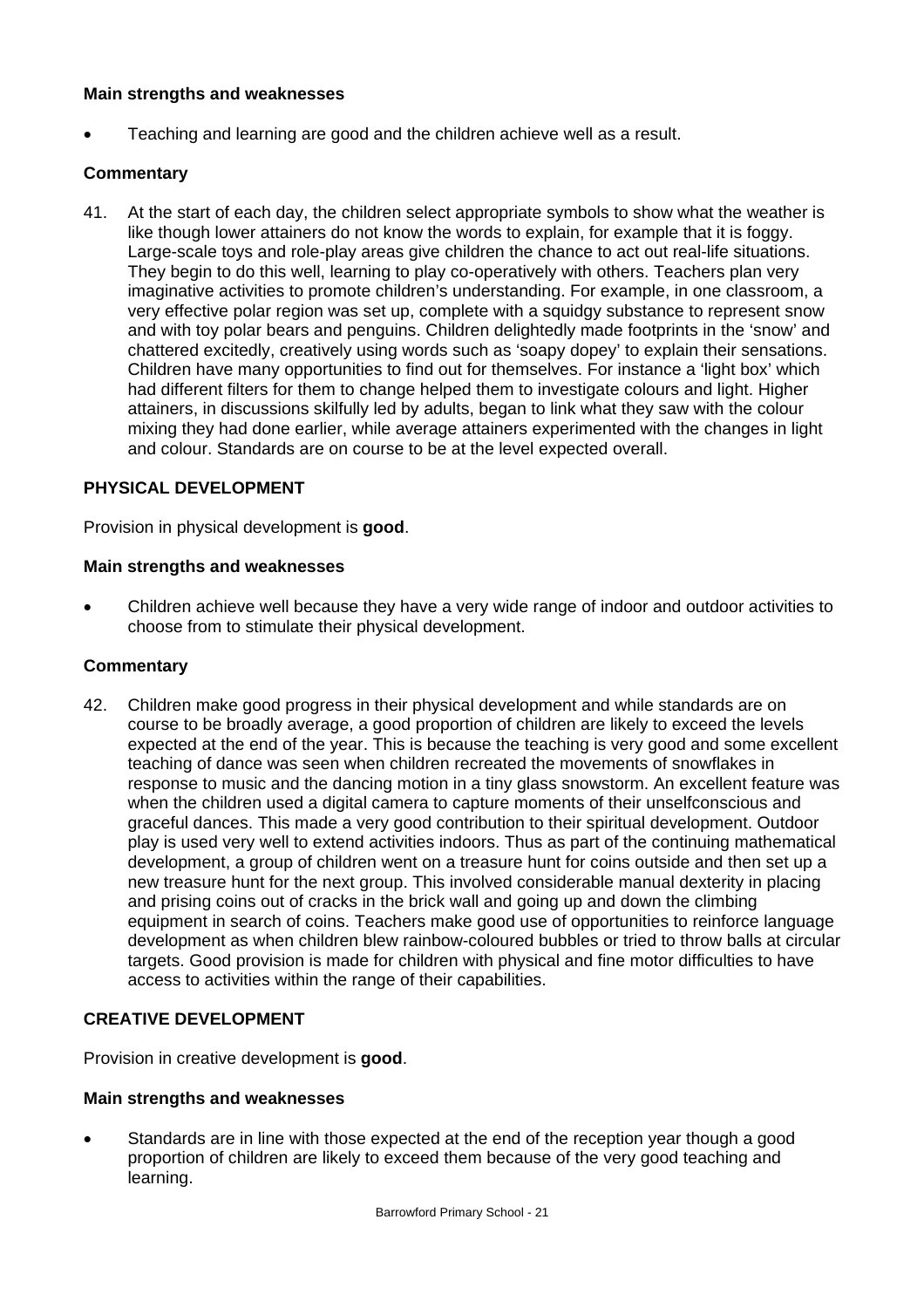**Main strengths and weaknesses**

- Teaching and learning are good and the children achieve well as a result.

**Commentary**

41. At the start of each day, the children select appropriate symbols to show what the weather is like though lower attainers do not know the words to explain, for example that it is foggy. Large-scale toys and role-play areas give children the chance to act out real-life situations. They begin to do this well, learning to play co-operatively with others. Teachers plan very imaginative activities to promote children's understanding. For example, in one classroom, a very effective polar region was set up, complete with a squidgy substance to represent snow and with toy polar bears and penguins. Children delightedly made footprints in the 'snow' and chattered excitedly, creatively using words such as 'soapy dopey' to explain their sensations. Children have many opportunities to find out for themselves. For instance a 'light box' which had different filters for them to change helped them to investigate colours and light. Higher attainers, in discussions skilfully led by adults, began to link what they saw with the colour mixing they had done earlier, while average attainers experimented with the changes in light and colour. Standards are on course to be at the level expected overall.

**PHYSICAL DEVELOPMENT**

Provision in physical development is **good**.

**Main strengths and weaknesses**

- Children achieve well because they have a very wide range of indoor and outdoor activities to choose from to stimulate their physical development.

**Commentary**

42. Children make good progress in their physical development and while standards are on course to be broadly average, a good proportion of children are likely to exceed the levels expected at the end of the year. This is because the teaching is very good and some excellent teaching of dance was seen when children recreated the movements of snowflakes in response to music and the dancing motion in a tiny glass snowstorm. An excellent feature was when the children used a digital camera to capture moments of their unselfconscious and graceful dances. This made a very good contribution to their spiritual development. Outdoor play is used very well to extend activities indoors. Thus as part of the continuing mathematical development, a group of children went on a treasure hunt for coins outside and then set up a new treasure hunt for the next group. This involved considerable manual dexterity in placing and prising coins out of cracks in the brick wall and going up and down the climbing equipment in search of coins. Teachers make good use of opportunities to reinforce language development as when children blew rainbow-coloured bubbles or tried to throw balls at circular targets. Good provision is made for children with physical and fine motor difficulties to have access to activities within the range of their capabilities.

**CREATIVE DEVELOPMENT**

Provision in creative development is **good**.

**Main strengths and weaknesses**

- Standards are in line with those expected at the end of the reception year though a good proportion of children are likely to exceed them because of the very good teaching and learning.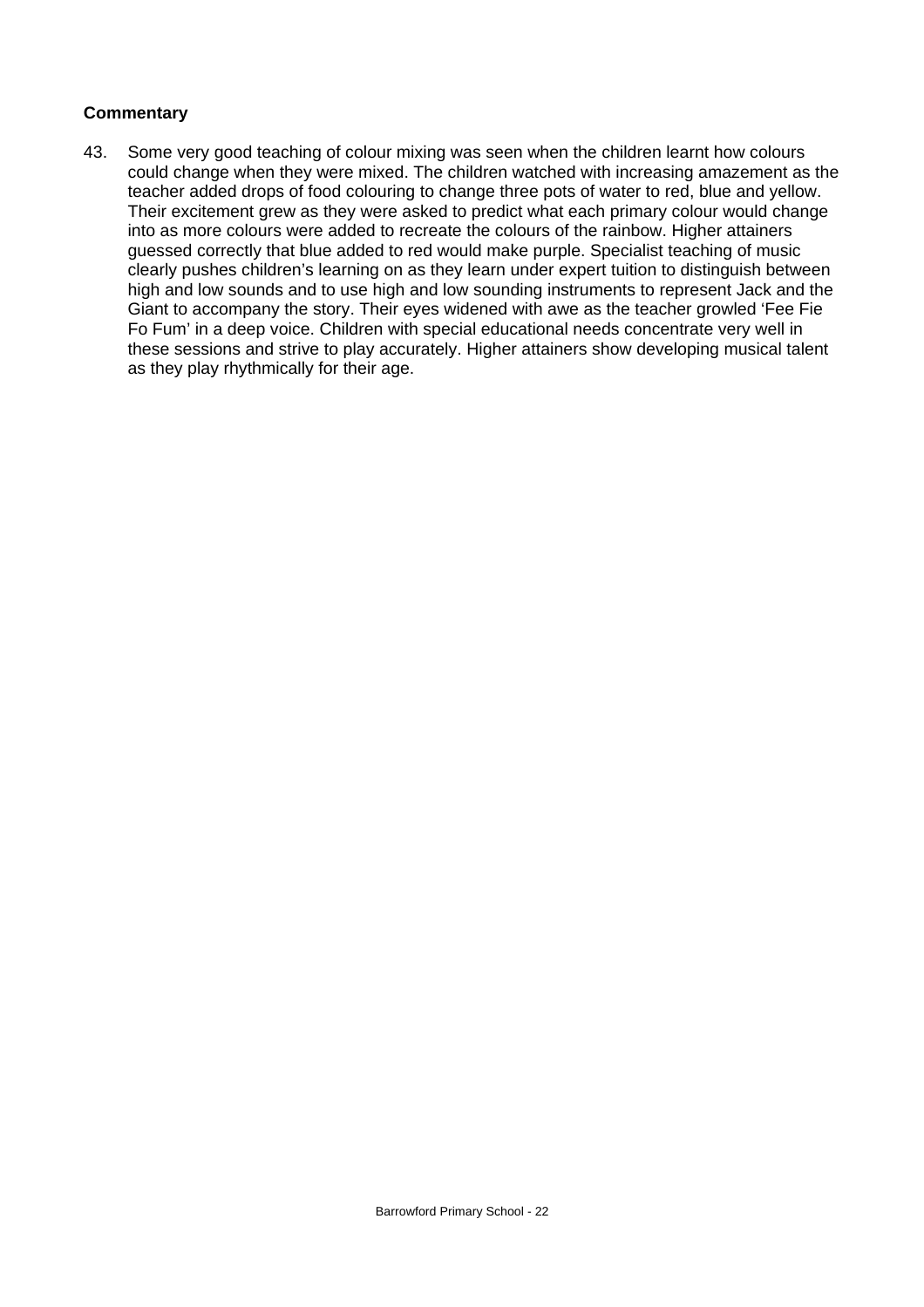**Commentary**

43. Some very good teaching of colour mixing was seen when the children learnt how colours could change when they were mixed. The children watched with increasing amazement as the teacher added drops of food colouring to change three pots of water to red, blue and yellow. Their excitement grew as they were asked to predict what each primary colour would change into as more colours were added to recreate the colours of the rainbow. Higher attainers guessed correctly that blue added to red would make purple. Specialist teaching of music clearly pushes children's learning on as they learn under expert tuition to distinguish between high and low sounds and to use high and low sounding instruments to represent Jack and the Giant to accompany the story. Their eyes widened with awe as the teacher growled 'Fee Fie Fo Fum' in a deep voice. Children with special educational needs concentrate very well in these sessions and strive to play accurately. Higher attainers show developing musical talent as they play rhythmically for their age.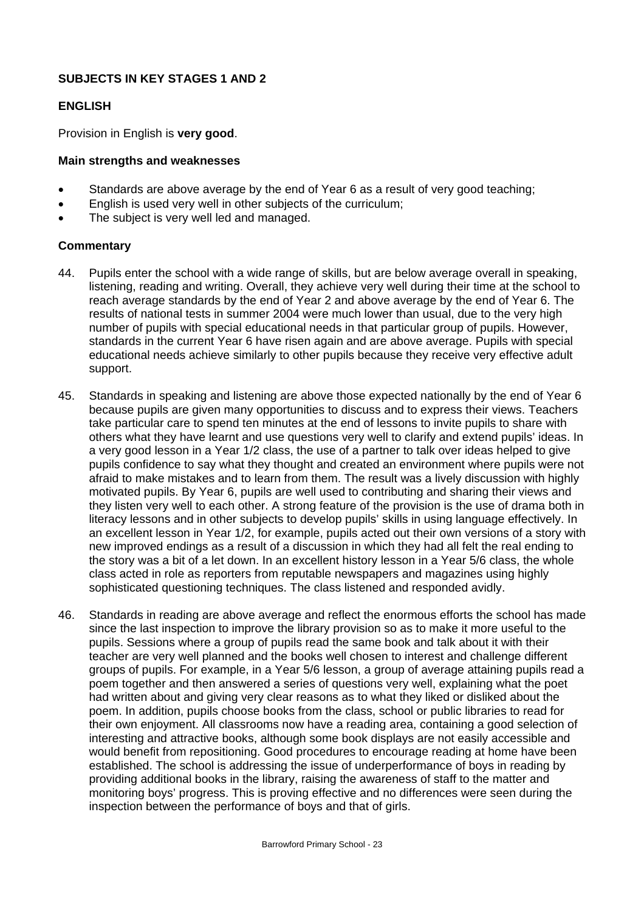## SUBJECTS IN KEY STAGES 1 AND 2

### ENGLISH

Provision in English is **very good**.

#### Main strengths and weaknesses

- Standards are above average by the end of Year 6 as a result of very good teaching;
- English is used very well in other subjects of the curriculum;
- The subject is very well led and managed.

#### Commentary

44. Pupils enter the school with a wide range of skills, but are below average overall in speaking, listening, reading and writing. Overall, they achieve very well during their time at the school to reach average standards by the end of Year 2 and above average by the end of Year 6. The results of national tests in summer 2004 were much lower than usual, due to the very high number of pupils with special educational needs in that particular group of pupils. However, standards in the current Year 6 have risen again and are above average. Pupils with special educational needs achieve similarly to other pupils because they receive very effective adult support.

45. Standards in speaking and listening are above those expected nationally by the end of Year 6 because pupils are given many opportunities to discuss and to express their views. Teachers take particular care to spend ten minutes at the end of lessons to invite pupils to share with others what they have learnt and use questions very well to clarify and extend pupils' ideas. In a very good lesson in a Year 1/2 class, the use of a partner to talk over ideas helped to give pupils confidence to say what they thought and created an environment where pupils were not afraid to make mistakes and to learn from them. The result was a lively discussion with highly motivated pupils. By Year 6, pupils are well used to contributing and sharing their views and they listen very well to each other. A strong feature of the provision is the use of drama both in literacy lessons and in other subjects to develop pupils' skills in using language effectively. In an excellent lesson in Year 1/2, for example, pupils acted out their own versions of a story with new improved endings as a result of a discussion in which they had all felt the real ending to the story was a bit of a let down. In an excellent history lesson in a Year 5/6 class, the whole class acted in role as reporters from reputable newspapers and magazines using highly sophisticated questioning techniques. The class listened and responded avidly.

46. Standards in reading are above average and reflect the enormous efforts the school has made since the last inspection to improve the library provision so as to make it more useful to the pupils. Sessions where a group of pupils read the same book and talk about it with their teacher are very well planned and the books well chosen to interest and challenge different groups of pupils. For example, in a Year 5/6 lesson, a group of average attaining pupils read a poem together and then answered a series of questions very well, explaining what the poet had written about and giving very clear reasons as to what they liked or disliked about the poem. In addition, pupils choose books from the class, school or public libraries to read for their own enjoyment. All classrooms now have a reading area, containing a good selection of interesting and attractive books, although some book displays are not easily accessible and would benefit from repositioning. Good procedures to encourage reading at home have been established. The school is addressing the issue of underperformance of boys in reading by providing additional books in the library, raising the awareness of staff to the matter and monitoring boys' progress. This is proving effective and no differences were seen during the inspection between the performance of boys and that of girls.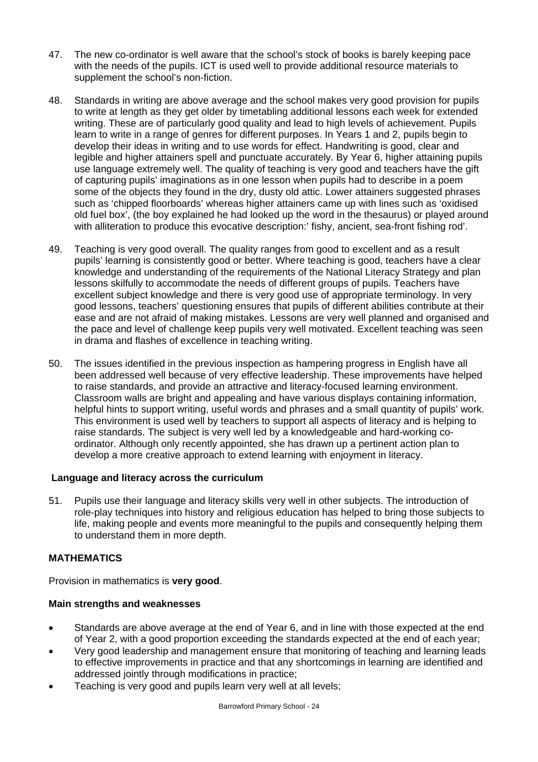47. The new co-ordinator is well aware that the school's stock of books is barely keeping pace with the needs of the pupils. ICT is used well to provide additional resource materials to supplement the school's non-fiction.

48. Standards in writing are above average and the school makes very good provision for pupils to write at length as they get older by timetabling additional lessons each week for extended writing. These are of particularly good quality and lead to high levels of achievement. Pupils learn to write in a range of genres for different purposes. In Years 1 and 2, pupils begin to develop their ideas in writing and to use words for effect. Handwriting is good, clear and legible and higher attainers spell and punctuate accurately. By Year 6, higher attaining pupils use language extremely well. The quality of teaching is very good and teachers have the gift of capturing pupils' imaginations as in one lesson when pupils had to describe in a poem some of the objects they found in the dry, dusty old attic. Lower attainers suggested phrases such as 'chipped floorboards' whereas higher attainers came up with lines such as 'oxidised old fuel box', (the boy explained he had looked up the word in the thesaurus) or played around with alliteration to produce this evocative description:' fishy, ancient, sea-front fishing rod'.

49. Teaching is very good overall. The quality ranges from good to excellent and as a result pupils' learning is consistently good or better. Where teaching is good, teachers have a clear knowledge and understanding of the requirements of the National Literacy Strategy and plan lessons skilfully to accommodate the needs of different groups of pupils. Teachers have excellent subject knowledge and there is very good use of appropriate terminology. In very good lessons, teachers' questioning ensures that pupils of different abilities contribute at their ease and are not afraid of making mistakes. Lessons are very well planned and organised and the pace and level of challenge keep pupils very well motivated. Excellent teaching was seen in drama and flashes of excellence in teaching writing.

50. The issues identified in the previous inspection as hampering progress in English have all been addressed well because of very effective leadership. These improvements have helped to raise standards, and provide an attractive and literacy-focused learning environment. Classroom walls are bright and appealing and have various displays containing information, helpful hints to support writing, useful words and phrases and a small quantity of pupils' work. This environment is used well by teachers to support all aspects of literacy and is helping to raise standards. The subject is very well led by a knowledgeable and hard-working co-ordinator. Although only recently appointed, she has drawn up a pertinent action plan to develop a more creative approach to extend learning with enjoyment in literacy.

### Language and literacy across the curriculum

51. Pupils use their language and literacy skills very well in other subjects. The introduction of role-play techniques into history and religious education has helped to bring those subjects to life, making people and events more meaningful to the pupils and consequently helping them to understand them in more depth.

## MATHEMATICS

Provision in mathematics is **very good**.

### Main strengths and weaknesses

- Standards are above average at the end of Year 6, and in line with those expected at the end of Year 2, with a good proportion exceeding the standards expected at the end of each year;
- Very good leadership and management ensure that monitoring of teaching and learning leads to effective improvements in practice and that any shortcomings in learning are identified and addressed jointly through modifications in practice;
- Teaching is very good and pupils learn very well at all levels;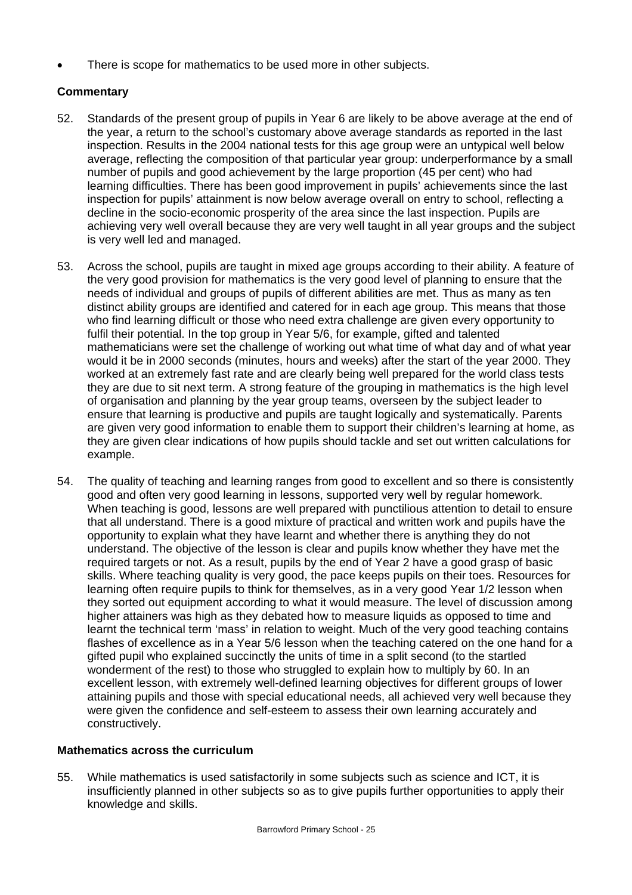- There is scope for mathematics to be used more in other subjects.

**Commentary**

52. Standards of the present group of pupils in Year 6 are likely to be above average at the end of the year, a return to the school's customary above average standards as reported in the last inspection. Results in the 2004 national tests for this age group were an untypical well below average, reflecting the composition of that particular year group: underperformance by a small number of pupils and good achievement by the large proportion (45 per cent) who had learning difficulties. There has been good improvement in pupils' achievements since the last inspection for pupils' attainment is now below average overall on entry to school, reflecting a decline in the socio-economic prosperity of the area since the last inspection. Pupils are achieving very well overall because they are very well taught in all year groups and the subject is very well led and managed.

53. Across the school, pupils are taught in mixed age groups according to their ability. A feature of the very good provision for mathematics is the very good level of planning to ensure that the needs of individual and groups of pupils of different abilities are met. Thus as many as ten distinct ability groups are identified and catered for in each age group. This means that those who find learning difficult or those who need extra challenge are given every opportunity to fulfil their potential. In the top group in Year 5/6, for example, gifted and talented mathematicians were set the challenge of working out what time of what day and of what year would it be in 2000 seconds (minutes, hours and weeks) after the start of the year 2000. They worked at an extremely fast rate and are clearly being well prepared for the world class tests they are due to sit next term. A strong feature of the grouping in mathematics is the high level of organisation and planning by the year group teams, overseen by the subject leader to ensure that learning is productive and pupils are taught logically and systematically. Parents are given very good information to enable them to support their children's learning at home, as they are given clear indications of how pupils should tackle and set out written calculations for example.

54. The quality of teaching and learning ranges from good to excellent and so there is consistently good and often very good learning in lessons, supported very well by regular homework. When teaching is good, lessons are well prepared with punctilious attention to detail to ensure that all understand. There is a good mixture of practical and written work and pupils have the opportunity to explain what they have learnt and whether there is anything they do not understand. The objective of the lesson is clear and pupils know whether they have met the required targets or not. As a result, pupils by the end of Year 2 have a good grasp of basic skills. Where teaching quality is very good, the pace keeps pupils on their toes. Resources for learning often require pupils to think for themselves, as in a very good Year 1/2 lesson when they sorted out equipment according to what it would measure. The level of discussion among higher attainers was high as they debated how to measure liquids as opposed to time and learnt the technical term 'mass' in relation to weight. Much of the very good teaching contains flashes of excellence as in a Year 5/6 lesson when the teaching catered on the one hand for a gifted pupil who explained succinctly the units of time in a split second (to the startled wonderment of the rest) to those who struggled to explain how to multiply by 60. In an excellent lesson, with extremely well-defined learning objectives for different groups of lower attaining pupils and those with special educational needs, all achieved very well because they were given the confidence and self-esteem to assess their own learning accurately and constructively.

**Mathematics across the curriculum**

55. While mathematics is used satisfactorily in some subjects such as science and ICT, it is insufficiently planned in other subjects so as to give pupils further opportunities to apply their knowledge and skills.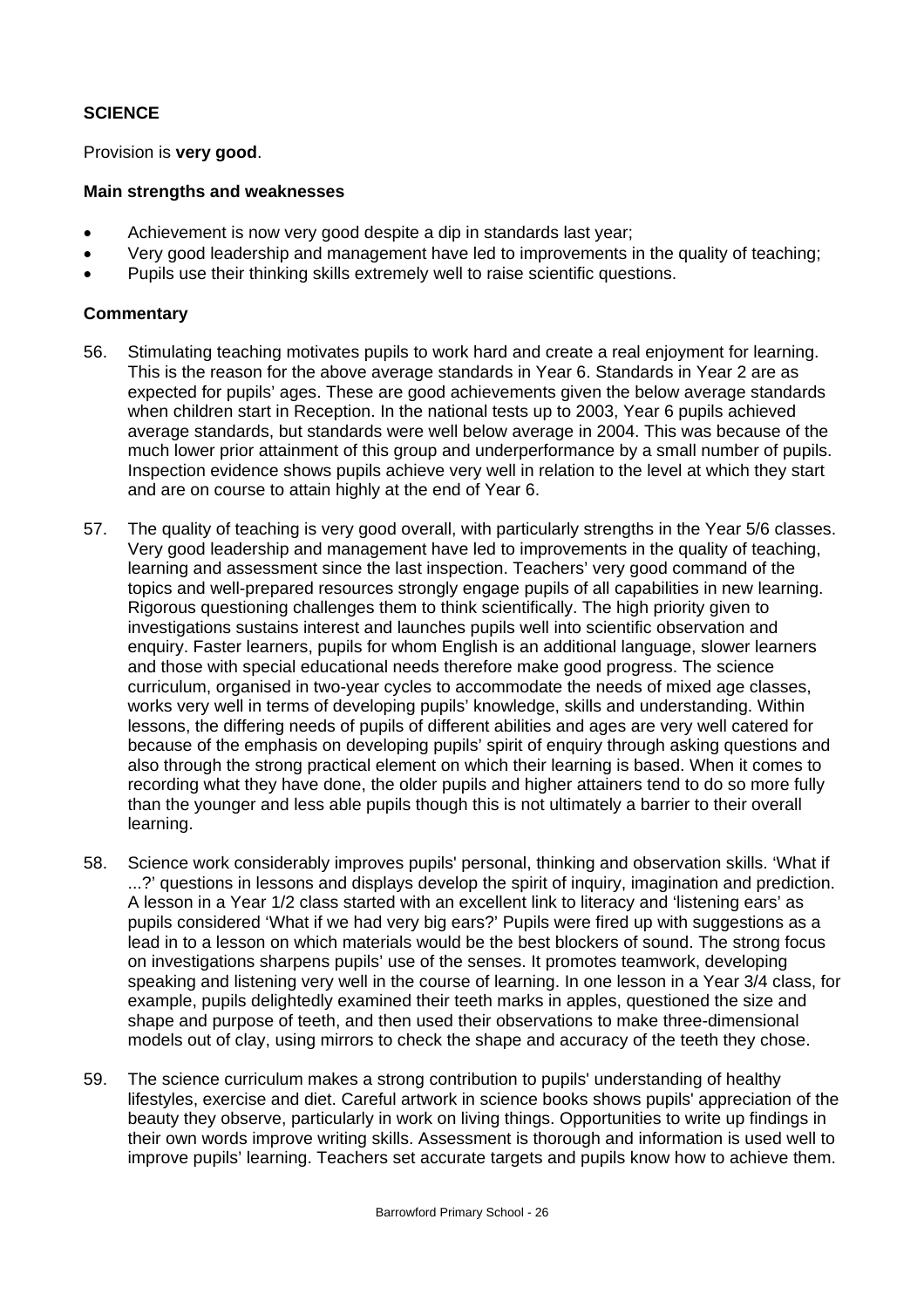### SCIENCE

Provision is **very good**.

#### Main strengths and weaknesses

- Achievement is now very good despite a dip in standards last year;
- Very good leadership and management have led to improvements in the quality of teaching;
- Pupils use their thinking skills extremely well to raise scientific questions.

#### Commentary

56. Stimulating teaching motivates pupils to work hard and create a real enjoyment for learning. This is the reason for the above average standards in Year 6. Standards in Year 2 are as expected for pupils' ages. These are good achievements given the below average standards when children start in Reception. In the national tests up to 2003, Year 6 pupils achieved average standards, but standards were well below average in 2004. This was because of the much lower prior attainment of this group and underperformance by a small number of pupils. Inspection evidence shows pupils achieve very well in relation to the level at which they start and are on course to attain highly at the end of Year 6.

57. The quality of teaching is very good overall, with particularly strengths in the Year 5/6 classes. Very good leadership and management have led to improvements in the quality of teaching, learning and assessment since the last inspection. Teachers' very good command of the topics and well-prepared resources strongly engage pupils of all capabilities in new learning. Rigorous questioning challenges them to think scientifically. The high priority given to investigations sustains interest and launches pupils well into scientific observation and enquiry. Faster learners, pupils for whom English is an additional language, slower learners and those with special educational needs therefore make good progress. The science curriculum, organised in two-year cycles to accommodate the needs of mixed age classes, works very well in terms of developing pupils' knowledge, skills and understanding. Within lessons, the differing needs of pupils of different abilities and ages are very well catered for because of the emphasis on developing pupils' spirit of enquiry through asking questions and also through the strong practical element on which their learning is based. When it comes to recording what they have done, the older pupils and higher attainers tend to do so more fully than the younger and less able pupils though this is not ultimately a barrier to their overall learning.

58. Science work considerably improves pupils' personal, thinking and observation skills. 'What if ...?' questions in lessons and displays develop the spirit of inquiry, imagination and prediction. A lesson in a Year 1/2 class started with an excellent link to literacy and 'listening ears' as pupils considered 'What if we had very big ears?' Pupils were fired up with suggestions as a lead in to a lesson on which materials would be the best blockers of sound. The strong focus on investigations sharpens pupils' use of the senses. It promotes teamwork, developing speaking and listening very well in the course of learning. In one lesson in a Year 3/4 class, for example, pupils delightedly examined their teeth marks in apples, questioned the size and shape and purpose of teeth, and then used their observations to make three-dimensional models out of clay, using mirrors to check the shape and accuracy of the teeth they chose.

59. The science curriculum makes a strong contribution to pupils' understanding of healthy lifestyles, exercise and diet. Careful artwork in science books shows pupils' appreciation of the beauty they observe, particularly in work on living things. Opportunities to write up findings in their own words improve writing skills. Assessment is thorough and information is used well to improve pupils' learning. Teachers set accurate targets and pupils know how to achieve them.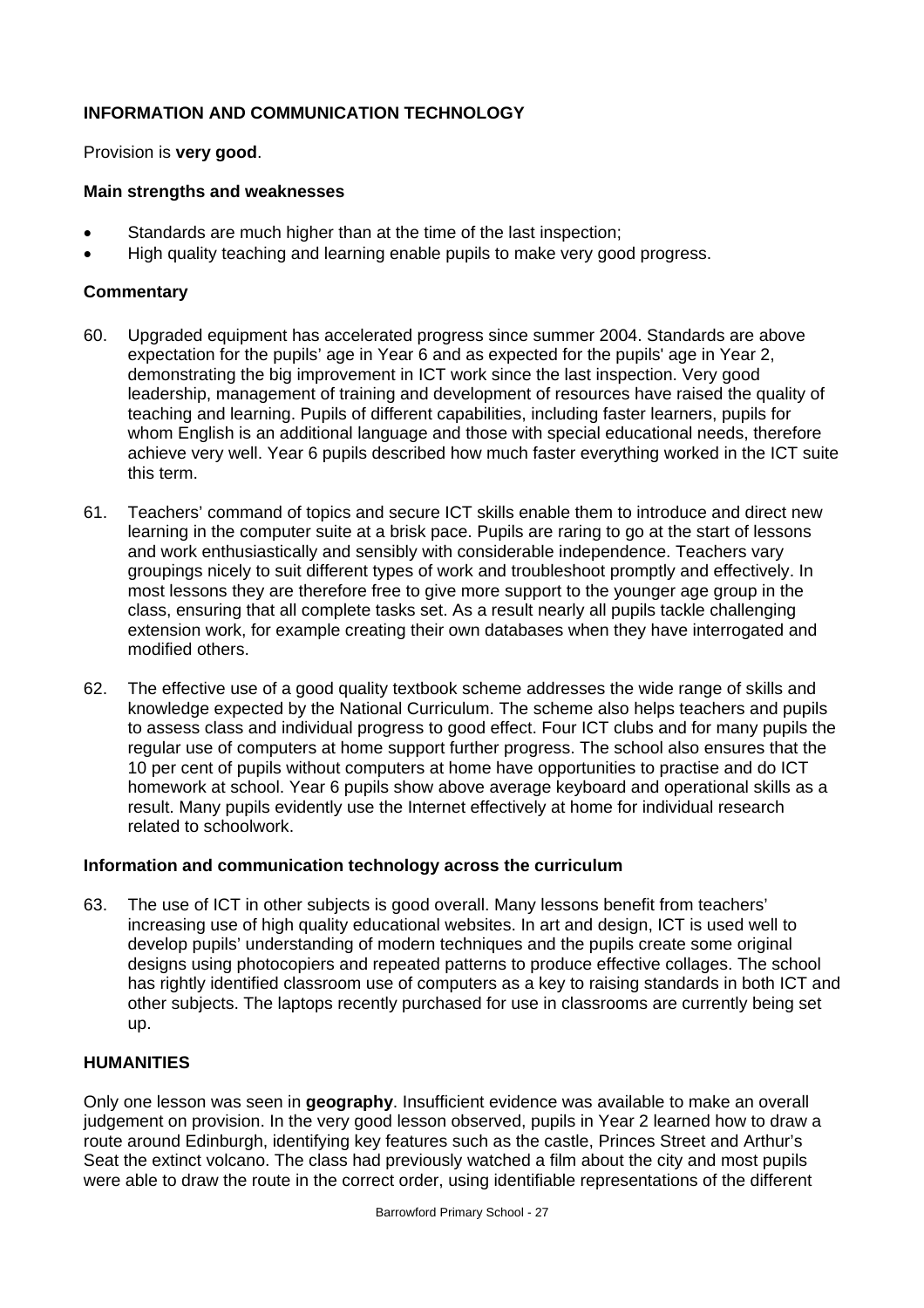## INFORMATION AND COMMUNICATION TECHNOLOGY

Provision is **very good**.

### Main strengths and weaknesses

- Standards are much higher than at the time of the last inspection;
- High quality teaching and learning enable pupils to make very good progress.

### Commentary

60. Upgraded equipment has accelerated progress since summer 2004. Standards are above expectation for the pupils' age in Year 6 and as expected for the pupils' age in Year 2, demonstrating the big improvement in ICT work since the last inspection. Very good leadership, management of training and development of resources have raised the quality of teaching and learning. Pupils of different capabilities, including faster learners, pupils for whom English is an additional language and those with special educational needs, therefore achieve very well. Year 6 pupils described how much faster everything worked in the ICT suite this term.

61. Teachers' command of topics and secure ICT skills enable them to introduce and direct new learning in the computer suite at a brisk pace. Pupils are raring to go at the start of lessons and work enthusiastically and sensibly with considerable independence. Teachers vary groupings nicely to suit different types of work and troubleshoot promptly and effectively. In most lessons they are therefore free to give more support to the younger age group in the class, ensuring that all complete tasks set. As a result nearly all pupils tackle challenging extension work, for example creating their own databases when they have interrogated and modified others.

62. The effective use of a good quality textbook scheme addresses the wide range of skills and knowledge expected by the National Curriculum. The scheme also helps teachers and pupils to assess class and individual progress to good effect. Four ICT clubs and for many pupils the regular use of computers at home support further progress. The school also ensures that the 10 per cent of pupils without computers at home have opportunities to practise and do ICT homework at school. Year 6 pupils show above average keyboard and operational skills as a result. Many pupils evidently use the Internet effectively at home for individual research related to schoolwork.

### Information and communication technology across the curriculum

63. The use of ICT in other subjects is good overall. Many lessons benefit from teachers' increasing use of high quality educational websites. In art and design, ICT is used well to develop pupils' understanding of modern techniques and the pupils create some original designs using photocopiers and repeated patterns to produce effective collages. The school has rightly identified classroom use of computers as a key to raising standards in both ICT and other subjects. The laptops recently purchased for use in classrooms are currently being set up.

## HUMANITIES

Only one lesson was seen in **geography**. Insufficient evidence was available to make an overall judgement on provision. In the very good lesson observed, pupils in Year 2 learned how to draw a route around Edinburgh, identifying key features such as the castle, Princes Street and Arthur's Seat the extinct volcano. The class had previously watched a film about the city and most pupils were able to draw the route in the correct order, using identifiable representations of the different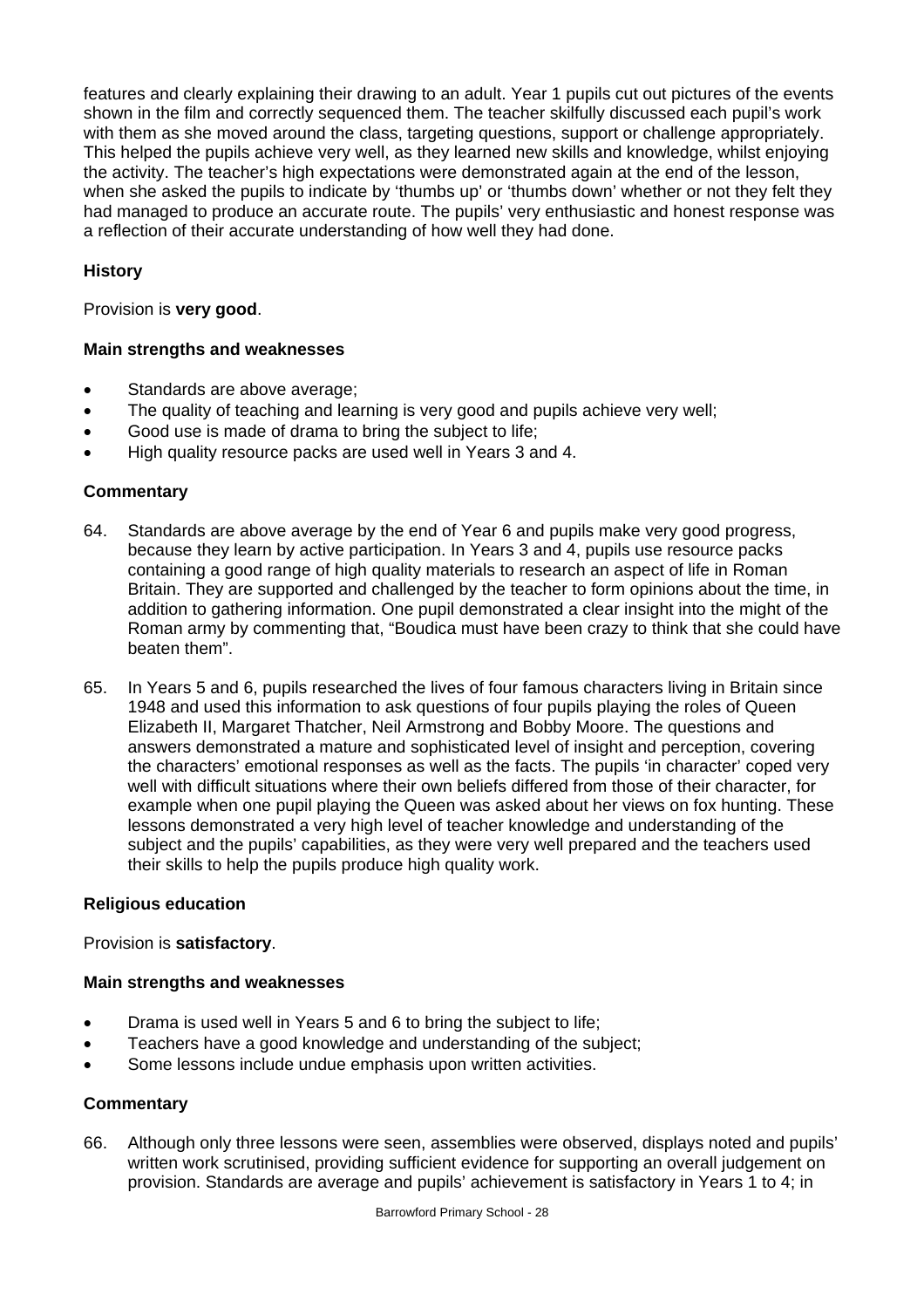features and clearly explaining their drawing to an adult. Year 1 pupils cut out pictures of the events shown in the film and correctly sequenced them. The teacher skilfully discussed each pupil's work with them as she moved around the class, targeting questions, support or challenge appropriately. This helped the pupils achieve very well, as they learned new skills and knowledge, whilst enjoying the activity. The teacher's high expectations were demonstrated again at the end of the lesson, when she asked the pupils to indicate by 'thumbs up' or 'thumbs down' whether or not they felt they had managed to produce an accurate route. The pupils' very enthusiastic and honest response was a reflection of their accurate understanding of how well they had done.

### History

Provision is **very good**.

#### Main strengths and weaknesses

- Standards are above average;
- The quality of teaching and learning is very good and pupils achieve very well;
- Good use is made of drama to bring the subject to life;
- High quality resource packs are used well in Years 3 and 4.

#### Commentary

64. Standards are above average by the end of Year 6 and pupils make very good progress, because they learn by active participation. In Years 3 and 4, pupils use resource packs containing a good range of high quality materials to research an aspect of life in Roman Britain. They are supported and challenged by the teacher to form opinions about the time, in addition to gathering information. One pupil demonstrated a clear insight into the might of the Roman army by commenting that, "Boudica must have been crazy to think that she could have beaten them".

65. In Years 5 and 6, pupils researched the lives of four famous characters living in Britain since 1948 and used this information to ask questions of four pupils playing the roles of Queen Elizabeth II, Margaret Thatcher, Neil Armstrong and Bobby Moore. The questions and answers demonstrated a mature and sophisticated level of insight and perception, covering the characters' emotional responses as well as the facts. The pupils 'in character' coped very well with difficult situations where their own beliefs differed from those of their character, for example when one pupil playing the Queen was asked about her views on fox hunting. These lessons demonstrated a very high level of teacher knowledge and understanding of the subject and the pupils' capabilities, as they were very well prepared and the teachers used their skills to help the pupils produce high quality work.

### Religious education

Provision is **satisfactory**.

#### Main strengths and weaknesses

- Drama is used well in Years 5 and 6 to bring the subject to life;
- Teachers have a good knowledge and understanding of the subject;
- Some lessons include undue emphasis upon written activities.

#### Commentary

66. Although only three lessons were seen, assemblies were observed, displays noted and pupils' written work scrutinised, providing sufficient evidence for supporting an overall judgement on provision. Standards are average and pupils' achievement is satisfactory in Years 1 to 4; in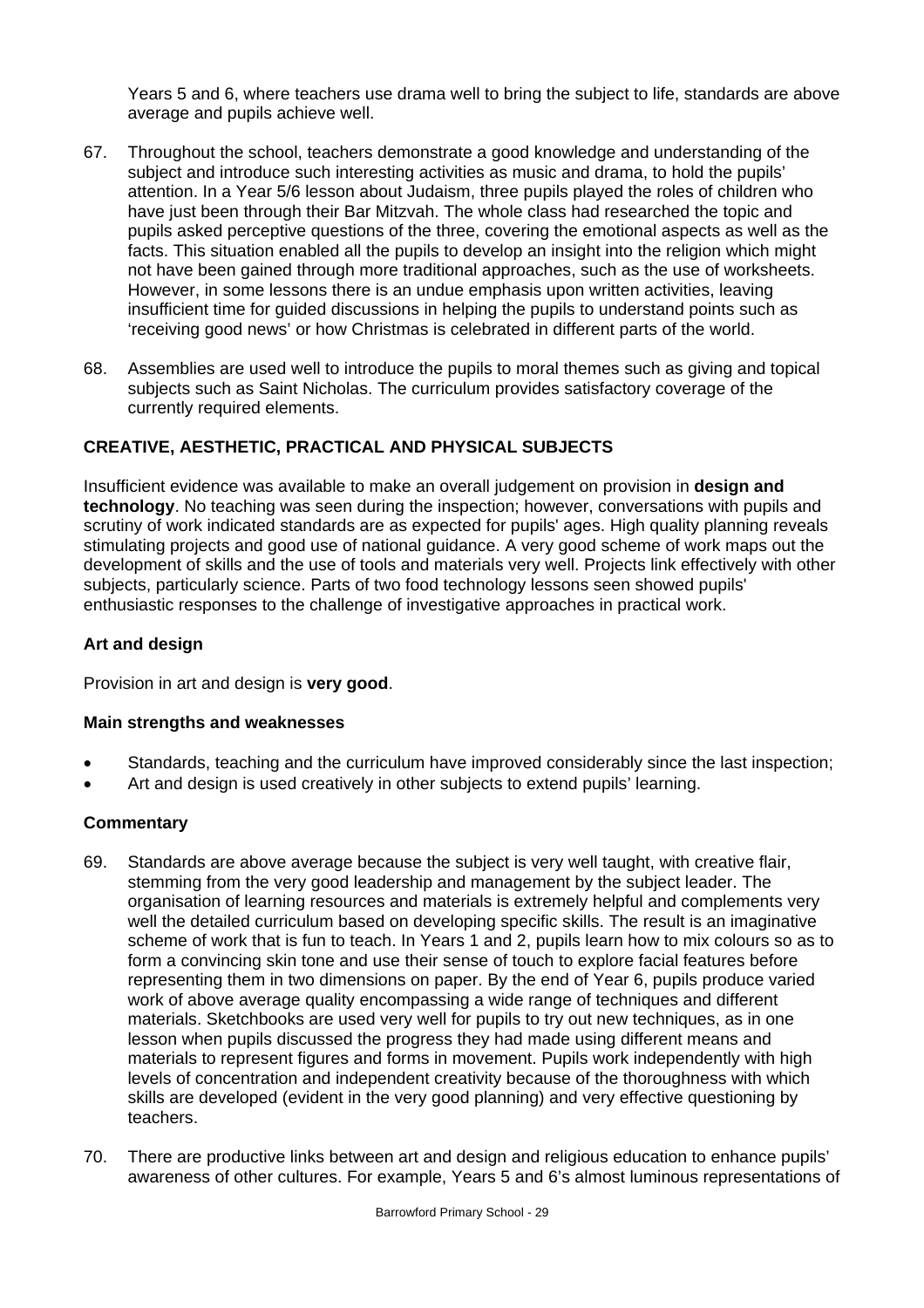Years 5 and 6, where teachers use drama well to bring the subject to life, standards are above average and pupils achieve well.

67. Throughout the school, teachers demonstrate a good knowledge and understanding of the subject and introduce such interesting activities as music and drama, to hold the pupils' attention. In a Year 5/6 lesson about Judaism, three pupils played the roles of children who have just been through their Bar Mitzvah. The whole class had researched the topic and pupils asked perceptive questions of the three, covering the emotional aspects as well as the facts. This situation enabled all the pupils to develop an insight into the religion which might not have been gained through more traditional approaches, such as the use of worksheets. However, in some lessons there is an undue emphasis upon written activities, leaving insufficient time for guided discussions in helping the pupils to understand points such as 'receiving good news' or how Christmas is celebrated in different parts of the world.

68. Assemblies are used well to introduce the pupils to moral themes such as giving and topical subjects such as Saint Nicholas. The curriculum provides satisfactory coverage of the currently required elements.

## CREATIVE, AESTHETIC, PRACTICAL AND PHYSICAL SUBJECTS

Insufficient evidence was available to make an overall judgement on provision in **design and technology**. No teaching was seen during the inspection; however, conversations with pupils and scrutiny of work indicated standards are as expected for pupils' ages. High quality planning reveals stimulating projects and good use of national guidance. A very good scheme of work maps out the development of skills and the use of tools and materials very well. Projects link effectively with other subjects, particularly science. Parts of two food technology lessons seen showed pupils' enthusiastic responses to the challenge of investigative approaches in practical work.

### Art and design

Provision in art and design is **very good**.

#### Main strengths and weaknesses

- Standards, teaching and the curriculum have improved considerably since the last inspection;
- Art and design is used creatively in other subjects to extend pupils' learning.

#### Commentary

69. Standards are above average because the subject is very well taught, with creative flair, stemming from the very good leadership and management by the subject leader. The organisation of learning resources and materials is extremely helpful and complements very well the detailed curriculum based on developing specific skills. The result is an imaginative scheme of work that is fun to teach. In Years 1 and 2, pupils learn how to mix colours so as to form a convincing skin tone and use their sense of touch to explore facial features before representing them in two dimensions on paper. By the end of Year 6, pupils produce varied work of above average quality encompassing a wide range of techniques and different materials. Sketchbooks are used very well for pupils to try out new techniques, as in one lesson when pupils discussed the progress they had made using different means and materials to represent figures and forms in movement. Pupils work independently with high levels of concentration and independent creativity because of the thoroughness with which skills are developed (evident in the very good planning) and very effective questioning by teachers.

70. There are productive links between art and design and religious education to enhance pupils' awareness of other cultures. For example, Years 5 and 6's almost luminous representations of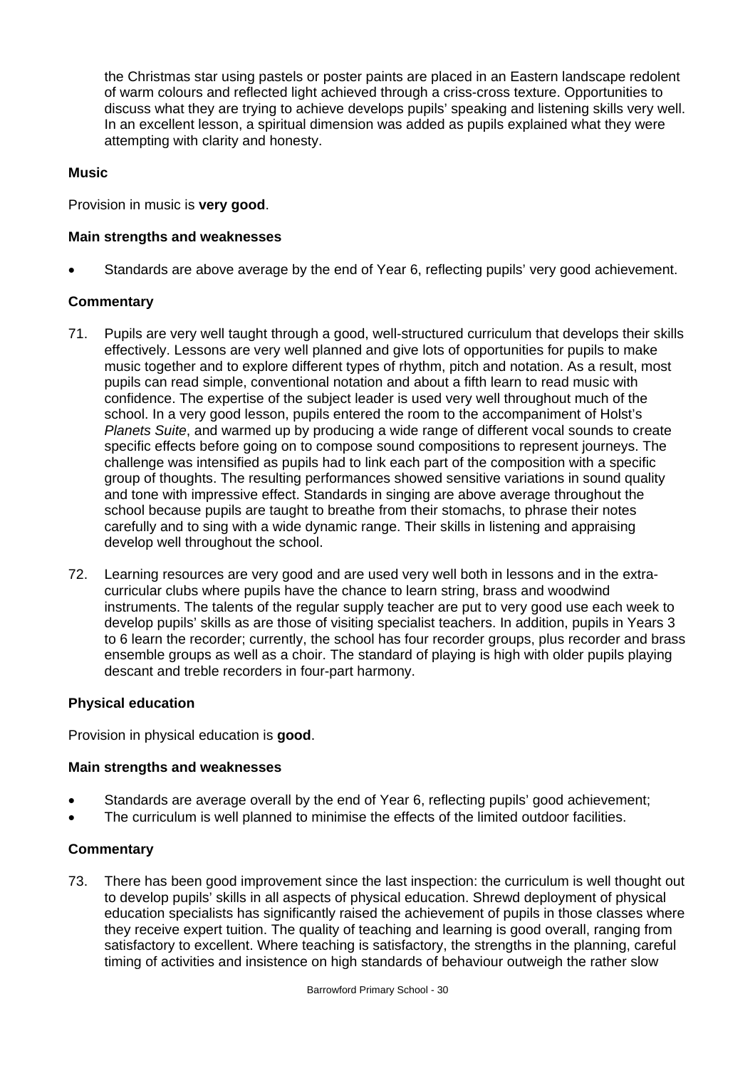the Christmas star using pastels or poster paints are placed in an Eastern landscape redolent of warm colours and reflected light achieved through a criss-cross texture. Opportunities to discuss what they are trying to achieve develops pupils' speaking and listening skills very well. In an excellent lesson, a spiritual dimension was added as pupils explained what they were attempting with clarity and honesty.

### Music

Provision in music is **very good**.

#### Main strengths and weaknesses

- Standards are above average by the end of Year 6, reflecting pupils' very good achievement.

#### Commentary

71. Pupils are very well taught through a good, well-structured curriculum that develops their skills effectively. Lessons are very well planned and give lots of opportunities for pupils to make music together and to explore different types of rhythm, pitch and notation. As a result, most pupils can read simple, conventional notation and about a fifth learn to read music with confidence. The expertise of the subject leader is used very well throughout much of the school. In a very good lesson, pupils entered the room to the accompaniment of Holst's *Planets Suite*, and warmed up by producing a wide range of different vocal sounds to create specific effects before going on to compose sound compositions to represent journeys. The challenge was intensified as pupils had to link each part of the composition with a specific group of thoughts. The resulting performances showed sensitive variations in sound quality and tone with impressive effect. Standards in singing are above average throughout the school because pupils are taught to breathe from their stomachs, to phrase their notes carefully and to sing with a wide dynamic range. Their skills in listening and appraising develop well throughout the school.

72. Learning resources are very good and are used very well both in lessons and in the extra-curricular clubs where pupils have the chance to learn string, brass and woodwind instruments. The talents of the regular supply teacher are put to very good use each week to develop pupils' skills as are those of visiting specialist teachers. In addition, pupils in Years 3 to 6 learn the recorder; currently, the school has four recorder groups, plus recorder and brass ensemble groups as well as a choir. The standard of playing is high with older pupils playing descant and treble recorders in four-part harmony.

### Physical education

Provision in physical education is **good**.

#### Main strengths and weaknesses

- Standards are average overall by the end of Year 6, reflecting pupils' good achievement;
- The curriculum is well planned to minimise the effects of the limited outdoor facilities.

#### Commentary

73. There has been good improvement since the last inspection: the curriculum is well thought out to develop pupils' skills in all aspects of physical education. Shrewd deployment of physical education specialists has significantly raised the achievement of pupils in those classes where they receive expert tuition. The quality of teaching and learning is good overall, ranging from satisfactory to excellent. Where teaching is satisfactory, the strengths in the planning, careful timing of activities and insistence on high standards of behaviour outweigh the rather slow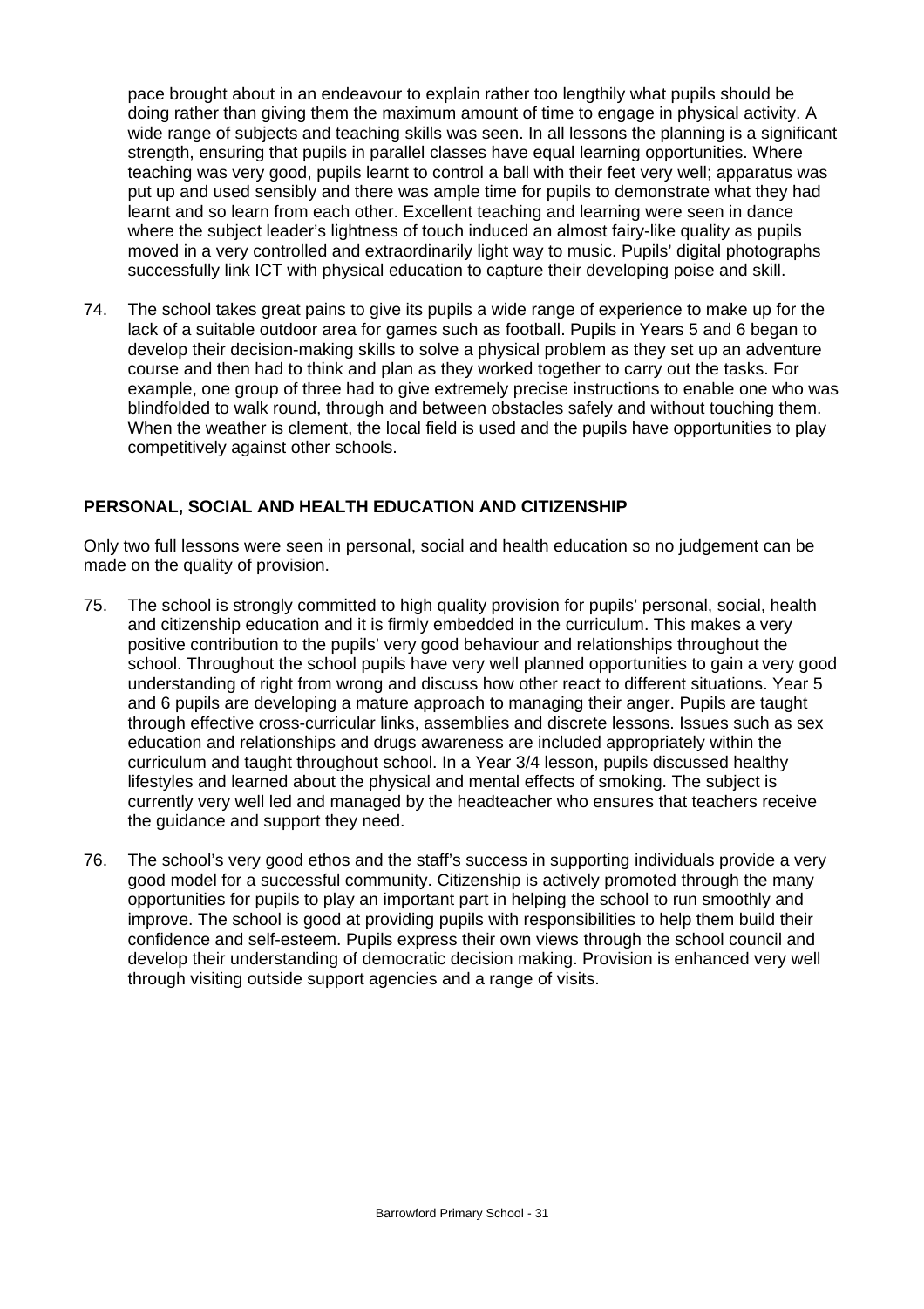pace brought about in an endeavour to explain rather too lengthily what pupils should be doing rather than giving them the maximum amount of time to engage in physical activity. A wide range of subjects and teaching skills was seen. In all lessons the planning is a significant strength, ensuring that pupils in parallel classes have equal learning opportunities. Where teaching was very good, pupils learnt to control a ball with their feet very well; apparatus was put up and used sensibly and there was ample time for pupils to demonstrate what they had learnt and so learn from each other. Excellent teaching and learning were seen in dance where the subject leader's lightness of touch induced an almost fairy-like quality as pupils moved in a very controlled and extraordinarily light way to music. Pupils' digital photographs successfully link ICT with physical education to capture their developing poise and skill.

74. The school takes great pains to give its pupils a wide range of experience to make up for the lack of a suitable outdoor area for games such as football. Pupils in Years 5 and 6 began to develop their decision-making skills to solve a physical problem as they set up an adventure course and then had to think and plan as they worked together to carry out the tasks. For example, one group of three had to give extremely precise instructions to enable one who was blindfolded to walk round, through and between obstacles safely and without touching them. When the weather is clement, the local field is used and the pupils have opportunities to play competitively against other schools.

## PERSONAL, SOCIAL AND HEALTH EDUCATION AND CITIZENSHIP

Only two full lessons were seen in personal, social and health education so no judgement can be made on the quality of provision.

75. The school is strongly committed to high quality provision for pupils' personal, social, health and citizenship education and it is firmly embedded in the curriculum. This makes a very positive contribution to the pupils' very good behaviour and relationships throughout the school. Throughout the school pupils have very well planned opportunities to gain a very good understanding of right from wrong and discuss how other react to different situations. Year 5 and 6 pupils are developing a mature approach to managing their anger. Pupils are taught through effective cross-curricular links, assemblies and discrete lessons. Issues such as sex education and relationships and drugs awareness are included appropriately within the curriculum and taught throughout school. In a Year 3/4 lesson, pupils discussed healthy lifestyles and learned about the physical and mental effects of smoking. The subject is currently very well led and managed by the headteacher who ensures that teachers receive the guidance and support they need.

76. The school's very good ethos and the staff's success in supporting individuals provide a very good model for a successful community. Citizenship is actively promoted through the many opportunities for pupils to play an important part in helping the school to run smoothly and improve. The school is good at providing pupils with responsibilities to help them build their confidence and self-esteem. Pupils express their own views through the school council and develop their understanding of democratic decision making. Provision is enhanced very well through visiting outside support agencies and a range of visits.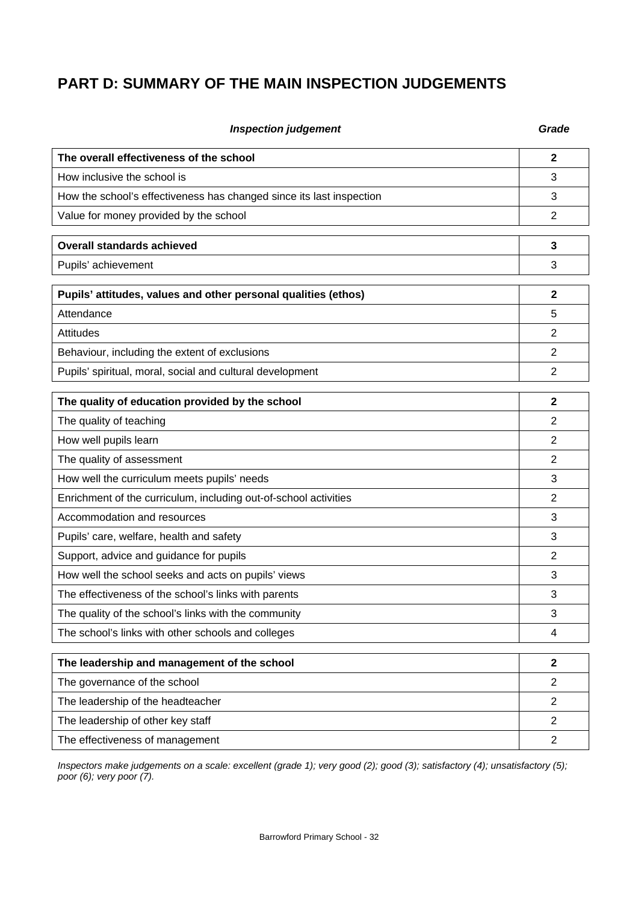# PART D: SUMMARY OF THE MAIN INSPECTION JUDGEMENTS

| *Inspection judgement* | *Grade* |
|---|---|
| **The overall effectiveness of the school** | **2** |
| How inclusive the school is | 3 |
| How the school's effectiveness has changed since its last inspection | 3 |
| Value for money provided by the school | 2 |
| **Overall standards achieved** | **3** |
| Pupils' achievement | 3 |
| **Pupils' attitudes, values and other personal qualities (ethos)** | **2** |
| Attendance | 5 |
| Attitudes | 2 |
| Behaviour, including the extent of exclusions | 2 |
| Pupils' spiritual, moral, social and cultural development | 2 |
| **The quality of education provided by the school** | **2** |
| The quality of teaching | 2 |
| How well pupils learn | 2 |
| The quality of assessment | 2 |
| How well the curriculum meets pupils' needs | 3 |
| Enrichment of the curriculum, including out-of-school activities | 2 |
| Accommodation and resources | 3 |
| Pupils' care, welfare, health and safety | 3 |
| Support, advice and guidance for pupils | 2 |
| How well the school seeks and acts on pupils' views | 3 |
| The effectiveness of the school's links with parents | 3 |
| The quality of the school's links with the community | 3 |
| The school's links with other schools and colleges | 4 |
| **The leadership and management of the school** | **2** |
| The governance of the school | 2 |
| The leadership of the headteacher | 2 |
| The leadership of other key staff | 2 |
| The effectiveness of management | 2 |

*Inspectors make judgements on a scale: excellent (grade 1); very good (2); good (3); satisfactory (4); unsatisfactory (5); poor (6); very poor (7).*